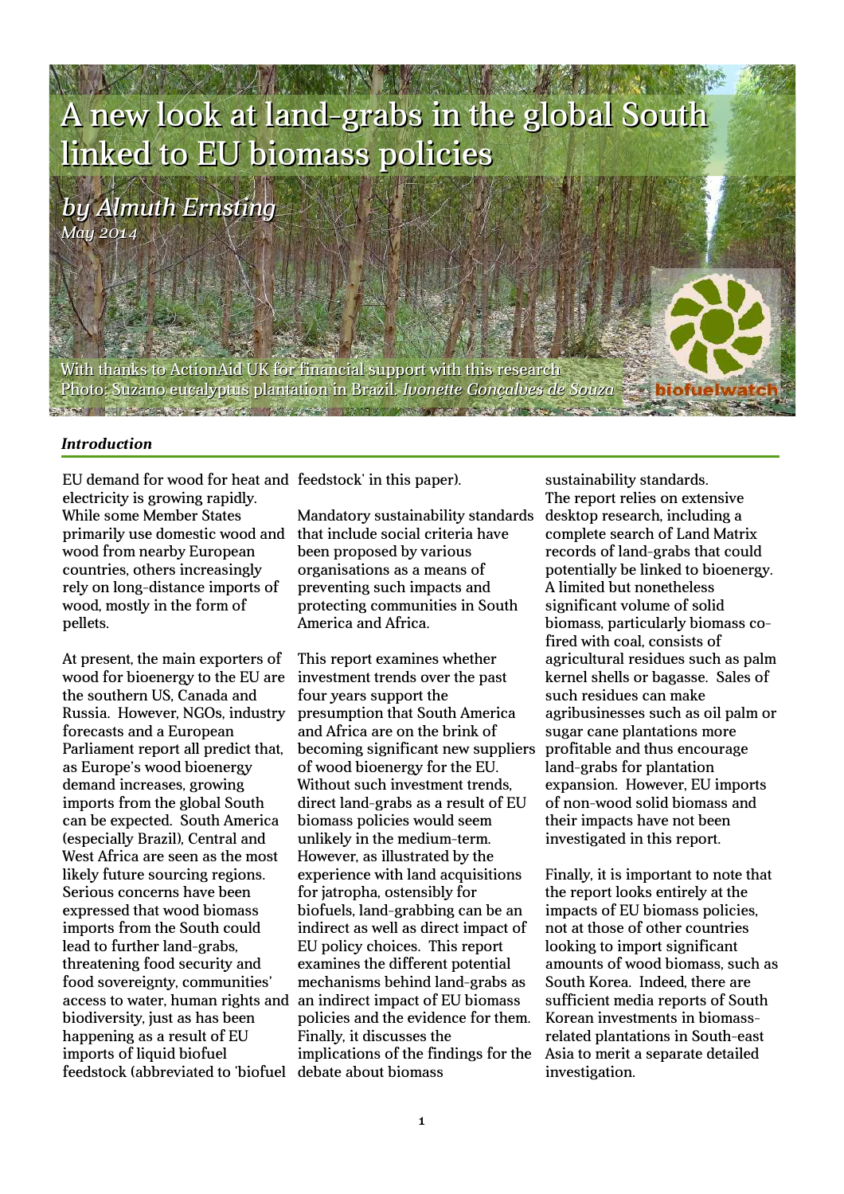# A new look at land-grabs in the global South linked to EU biomass policies

*by Almuth Ernsting*

*May 2014*

With thanks to ActionAid UK for financial support with this research

Photo: Suzano eucalyptus plantation in Brazil. *Ivonette Gonçalves de Souza*

biofuelwatch

## *Introduction*

EU demand for wood for heat and electricity is growing rapidly. While some Member States primarily use domestic wood and wood from nearby European countries, others increasingly rely on long-distance imports of wood, mostly in the form of pellets.

At present, the main exporters of wood for bioenergy to the EU are the southern US, Canada and Russia. However, NGOs, industry forecasts and a European Parliament report all predict that, as Europe's wood bioenergy demand increases, growing imports from the global South can be expected. South America (especially Brazil), Central and West Africa are seen as the most likely future sourcing regions. Serious concerns have been expressed that wood biomass imports from the South could lead to further land-grabs, threatening food security and food sovereignty, communities' access to water, human rights and biodiversity, just as has been happening as a result of EU imports of liquid biofuel feedstock (abbreviated to 'biofuel feedstock' in this paper).

Mandatory sustainability standards that include social criteria have been proposed by various organisations as a means of preventing such impacts and protecting communities in South America and Africa.

This report examines whether investment trends over the past four years support the presumption that South America and Africa are on the brink of becoming significant new suppliers of wood bioenergy for the EU. Without such investment trends, direct land-grabs as a result of EU biomass policies would seem unlikely in the medium-term. However, as illustrated by the experience with land acquisitions for jatropha, ostensibly for biofuels, land-grabbing can be an indirect as well as direct impact of EU policy choices. This report examines the different potential mechanisms behind land-grabs as an indirect impact of EU biomass policies and the evidence for them. Finally, it discusses the implications of the findings for the debate about biomass sustainability standards.

The report relies on extensive desktop research, including a complete search of Land Matrix records of land-grabs that could potentially be linked to bioenergy. A limited but nonetheless significant volume of solid biomass, particularly biomass co-fired with coal, consists of agricultural residues such as palm kernel shells or bagasse. Sales of such residues can make agribusinesses such as oil palm or sugar cane plantations more profitable and thus encourage land-grabs for plantation expansion. However, EU imports of non-wood solid biomass and their impacts have not been investigated in this report.

Finally, it is important to note that the report looks entirely at the impacts of EU biomass policies, not at those of other countries looking to import significant amounts of wood biomass, such as South Korea. Indeed, there are sufficient media reports of South Korean investments in biomass-related plantations in South-east Asia to merit a separate detailed investigation.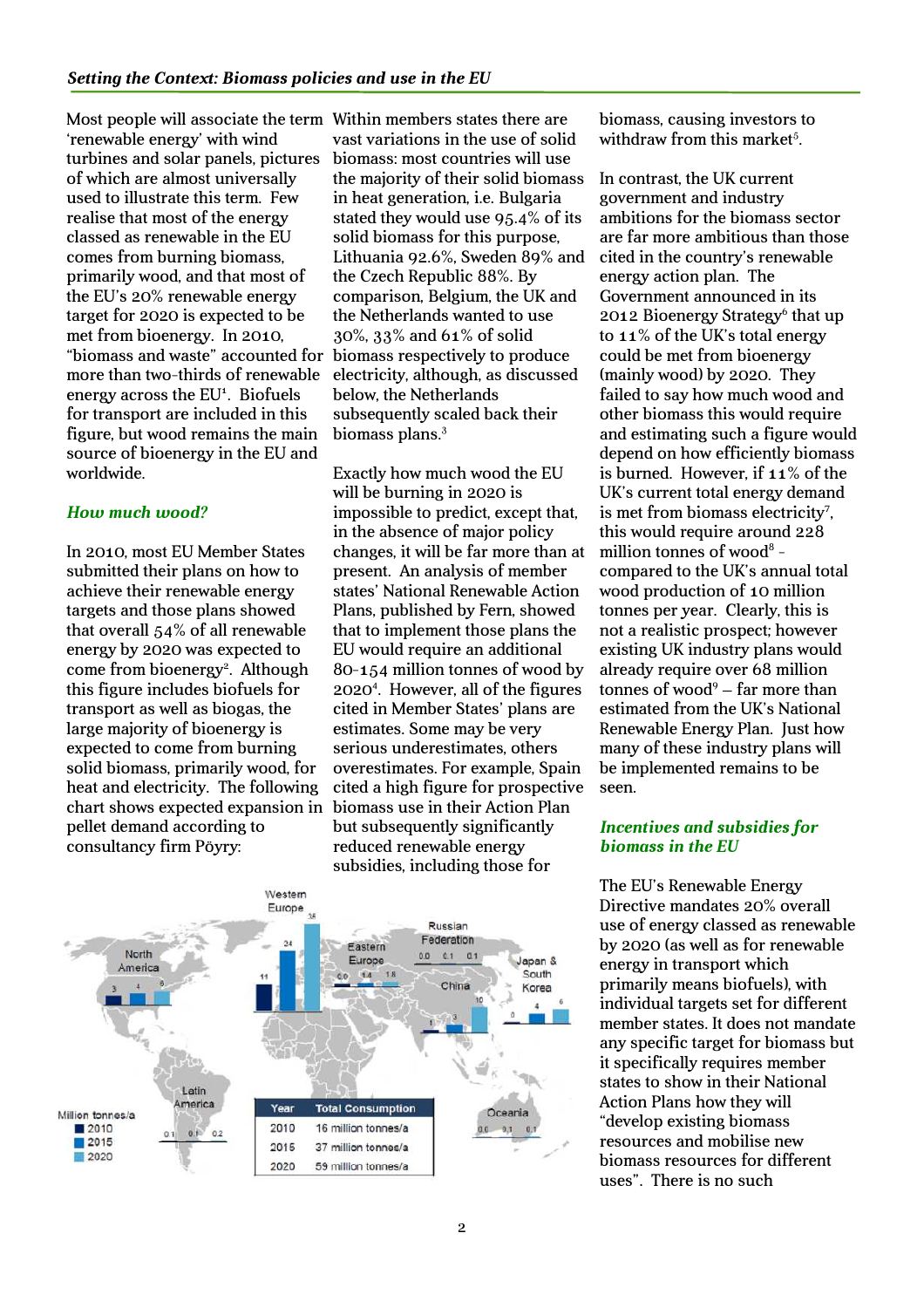*Setting the Context: Biomass policies and use in the EU*

Most people will associate the term 'renewable energy' with wind turbines and solar panels, pictures of which are almost universally used to illustrate this term. Few realise that most of the energy classed as renewable in the EU comes from burning biomass, primarily wood, and that most of the EU's 20% renewable energy target for 2020 is expected to be met from bioenergy. In 2010, "biomass and waste" accounted for more than two-thirds of renewable energy across the EU[1]. Biofuels for transport are included in this figure, but wood remains the main source of bioenergy in the EU and worldwide.

## How much wood?

In 2010, most EU Member States submitted their plans on how to achieve their renewable energy targets and those plans showed that overall 54% of all renewable energy by 2020 was expected to come from bioenergy[2]. Although this figure includes biofuels for transport as well as biogas, the large majority of bioenergy is expected to come from burning solid biomass, primarily wood, for heat and electricity. The following chart shows expected expansion in pellet demand according to consultancy firm Pöyry:

| Year | Total Consumption |
|---|---|
| 2010 | 16 million tonnes/a |
| 2015 | 37 million tonnes/a |
| 2020 | 59 million tonnes/a |

Within members states there are vast variations in the use of solid biomass: most countries will use the majority of their solid biomass in heat generation, i.e. Bulgaria stated they would use 95.4% of its solid biomass for this purpose, Lithuania 92.6%, Sweden 89% and the Czech Republic 88%. By comparison, Belgium, the UK and the Netherlands wanted to use 30%, 33% and 61% of solid biomass respectively to produce electricity, although, as discussed below, the Netherlands subsequently scaled back their biomass plans.[3]

Exactly how much wood the EU will be burning in 2020 is impossible to predict, except that, in the absence of major policy changes, it will be far more than at present. An analysis of member states' National Renewable Action Plans, published by Fern, showed that to implement those plans the EU would require an additional 80-154 million tonnes of wood by 2020[4]. However, all of the figures cited in Member States' plans are estimates. Some may be very serious underestimates, others overestimates. For example, Spain cited a high figure for prospective biomass use in their Action Plan but subsequently significantly reduced renewable energy subsidies, including those for biomass, causing investors to withdraw from this market[5].

In contrast, the UK current government and industry ambitions for the biomass sector are far more ambitious than those cited in the country's renewable energy action plan. The Government announced in its 2012 Bioenergy Strategy[6] that up to 11% of the UK's total energy could be met from bioenergy (mainly wood) by 2020. They failed to say how much wood and other biomass this would require and estimating such a figure would depend on how efficiently biomass is burned. However, if 11% of the UK's current total energy demand is met from biomass electricity[7], this would require around 228 million tonnes of wood[8] – compared to the UK's annual total wood production of 10 million tonnes per year. Clearly, this is not a realistic prospect; however existing UK industry plans would already require over 68 million tonnes of wood[9] – far more than estimated from the UK's National Renewable Energy Plan. Just how many of these industry plans will be implemented remains to be seen.

## Incentives and subsidies for biomass in the EU

The EU's Renewable Energy Directive mandates 20% overall use of energy classed as renewable by 2020 (as well as for renewable energy in transport which primarily means biofuels), with individual targets set for different member states. It does not mandate any specific target for biomass but it specifically requires member states to show in their National Action Plans how they will "develop existing biomass resources and mobilise new biomass resources for different uses". There is no such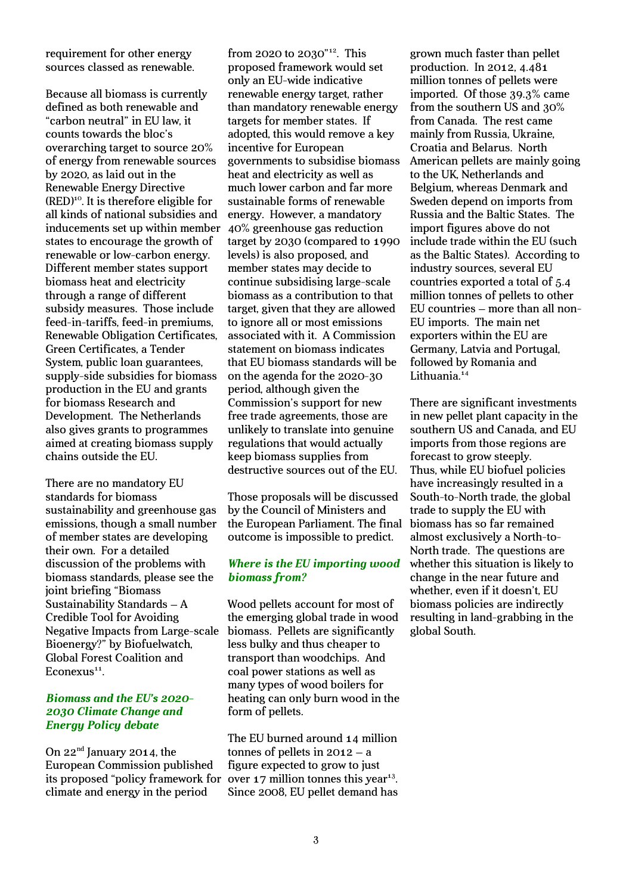requirement for other energy sources classed as renewable.

Because all biomass is currently defined as both renewable and "carbon neutral" in EU law, it counts towards the bloc's overarching target to source 20% of energy from renewable sources by 2020, as laid out in the Renewable Energy Directive (RED)[10]. It is therefore eligible for all kinds of national subsidies and inducements set up within member states to encourage the growth of renewable or low-carbon energy. Different member states support biomass heat and electricity through a range of different subsidy measures. Those include feed-in-tariffs, feed-in premiums, Renewable Obligation Certificates, Green Certificates, a Tender System, public loan guarantees, supply-side subsidies for biomass production in the EU and grants for biomass Research and Development. The Netherlands also gives grants to programmes aimed at creating biomass supply chains outside the EU.

There are no mandatory EU standards for biomass sustainability and greenhouse gas emissions, though a small number of member states are developing their own. For a detailed discussion of the problems with biomass standards, please see the joint briefing "Biomass Sustainability Standards – A Credible Tool for Avoiding Negative Impacts from Large-scale Bioenergy?" by Biofuelwatch, Global Forest Coalition and Econexus[11].

### *Biomass and the EU's 2020-2030 Climate Change and Energy Policy debate*

On 22nd January 2014, the European Commission published its proposed "policy framework for climate and energy in the period from 2020 to 2030"[12]. This proposed framework would set only an EU-wide indicative renewable energy target, rather than mandatory renewable energy targets for member states. If adopted, this would remove a key incentive for European governments to subsidise biomass heat and electricity as well as much lower carbon and far more sustainable forms of renewable energy. However, a mandatory 40% greenhouse gas reduction target by 2030 (compared to 1990 levels) is also proposed, and member states may decide to continue subsidising large-scale biomass as a contribution to that target, given that they are allowed to ignore all or most emissions associated with it. A Commission statement on biomass indicates that EU biomass standards will be on the agenda for the 2020-30 period, although given the Commission's support for new free trade agreements, those are unlikely to translate into genuine regulations that would actually keep biomass supplies from destructive sources out of the EU.

Those proposals will be discussed by the Council of Ministers and the European Parliament. The final outcome is impossible to predict.

### *Where is the EU importing wood biomass from?*

Wood pellets account for most of the emerging global trade in wood biomass. Pellets are significantly less bulky and thus cheaper to transport than woodchips. And coal power stations as well as many types of wood boilers for heating can only burn wood in the form of pellets.

The EU burned around 14 million tonnes of pellets in 2012 – a figure expected to grow to just over 17 million tonnes this year[13]. Since 2008, EU pellet demand has grown much faster than pellet production. In 2012, 4.481 million tonnes of pellets were imported. Of those 39.3% came from the southern US and 30% from Canada. The rest came mainly from Russia, Ukraine, Croatia and Belarus. North American pellets are mainly going to the UK, Netherlands and Belgium, whereas Denmark and Sweden depend on imports from Russia and the Baltic States. The import figures above do not include trade within the EU (such as the Baltic States). According to industry sources, several EU countries exported a total of 5.4 million tonnes of pellets to other EU countries – more than all non-EU imports. The main net exporters within the EU are Germany, Latvia and Portugal, followed by Romania and Lithuania.[14]

There are significant investments in new pellet plant capacity in the southern US and Canada, and EU imports from those regions are forecast to grow steeply. Thus, while EU biofuel policies have increasingly resulted in a South-to-North trade, the global trade to supply the EU with biomass has so far remained almost exclusively a North-to-North trade. The questions are whether this situation is likely to change in the near future and whether, even if it doesn't, EU biomass policies are indirectly resulting in land-grabbing in the global South.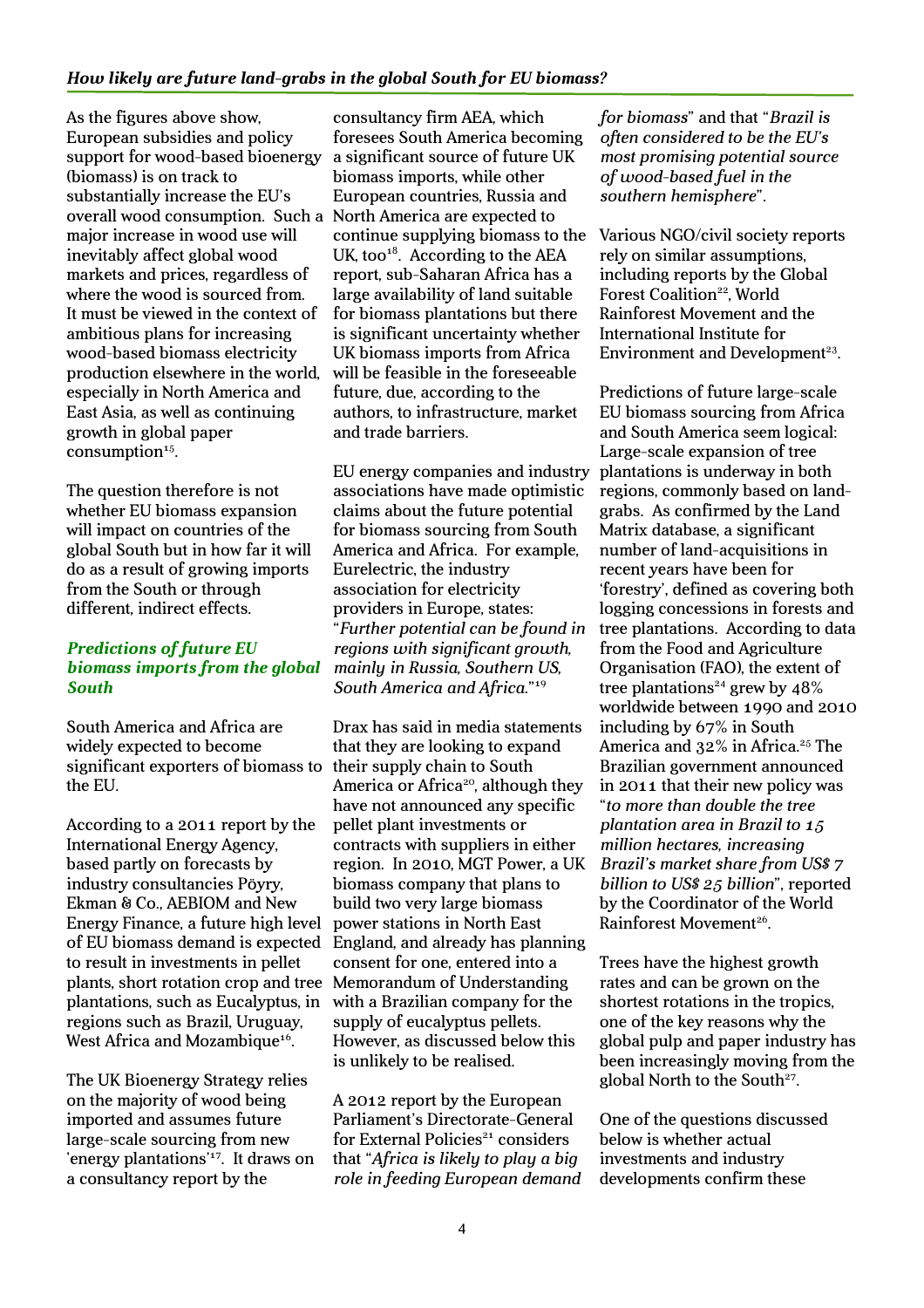### *How likely are future land-grabs in the global South for EU biomass?*

As the figures above show, European subsidies and policy support for wood-based bioenergy (biomass) is on track to substantially increase the EU's overall wood consumption. Such a major increase in wood use will inevitably affect global wood markets and prices, regardless of where the wood is sourced from. It must be viewed in the context of ambitious plans for increasing wood-based biomass electricity production elsewhere in the world, especially in North America and East Asia, as well as continuing growth in global paper consumption[15].

The question therefore is not whether EU biomass expansion will impact on countries of the global South but in how far it will do as a result of growing imports from the South or through different, indirect effects.

#### *Predictions of future EU biomass imports from the global South*

South America and Africa are widely expected to become significant exporters of biomass to the EU.

According to a 2011 report by the International Energy Agency, based partly on forecasts by industry consultancies Pöyry, Ekman & Co., AEBIOM and New Energy Finance, a future high level of EU biomass demand is expected to result in investments in pellet plants, short rotation crop and tree plantations, such as Eucalyptus, in regions such as Brazil, Uruguay, West Africa and Mozambique[16].

The UK Bioenergy Strategy relies on the majority of wood being imported and assumes future large-scale sourcing from new 'energy plantations'[17]. It draws on a consultancy report by the consultancy firm AEA, which foresees South America becoming a significant source of future UK biomass imports, while other European countries, Russia and North America are expected to continue supplying biomass to the UK, too[18]. According to the AEA report, sub-Saharan Africa has a large availability of land suitable for biomass plantations but there is significant uncertainty whether UK biomass imports from Africa will be feasible in the foreseeable future, due, according to the authors, to infrastructure, market and trade barriers.

EU energy companies and industry associations have made optimistic claims about the future potential for biomass sourcing from South America and Africa. For example, Eurelectric, the industry association for electricity providers in Europe, states: "*Further potential can be found in regions with significant growth, mainly in Russia, Southern US, South America and Africa.*"[19]

Drax has said in media statements that they are looking to expand their supply chain to South America or Africa[20], although they have not announced any specific pellet plant investments or contracts with suppliers in either region. In 2010, MGT Power, a UK biomass company that plans to build two very large biomass power stations in North East England, and already has planning consent for one, entered into a Memorandum of Understanding with a Brazilian company for the supply of eucalyptus pellets. However, as discussed below this is unlikely to be realised.

A 2012 report by the European Parliament's Directorate-General for External Policies[21] considers that "*Africa is likely to play a big role in feeding European demand for biomass*" and that "*Brazil is often considered to be the EU's most promising potential source of wood-based fuel in the southern hemisphere*".

Various NGO/civil society reports rely on similar assumptions, including reports by the Global Forest Coalition[22], World Rainforest Movement and the International Institute for Environment and Development[23].

Predictions of future large-scale EU biomass sourcing from Africa and South America seem logical: Large-scale expansion of tree plantations is underway in both regions, commonly based on land-grabs. As confirmed by the Land Matrix database, a significant number of land-acquisitions in recent years have been for 'forestry', defined as covering both logging concessions in forests and tree plantations. According to data from the Food and Agriculture Organisation (FAO), the extent of tree plantations[24] grew by 48% worldwide between 1990 and 2010 including by 67% in South America and 32% in Africa.[25] The Brazilian government announced in 2011 that their new policy was "*to more than double the tree plantation area in Brazil to 15 million hectares, increasing Brazil's market share from US$ 7 billion to US$ 25 billion*", reported by the Coordinator of the World Rainforest Movement[26].

Trees have the highest growth rates and can be grown on the shortest rotations in the tropics, one of the key reasons why the global pulp and paper industry has been increasingly moving from the global North to the South[27].

One of the questions discussed below is whether actual investments and industry developments confirm these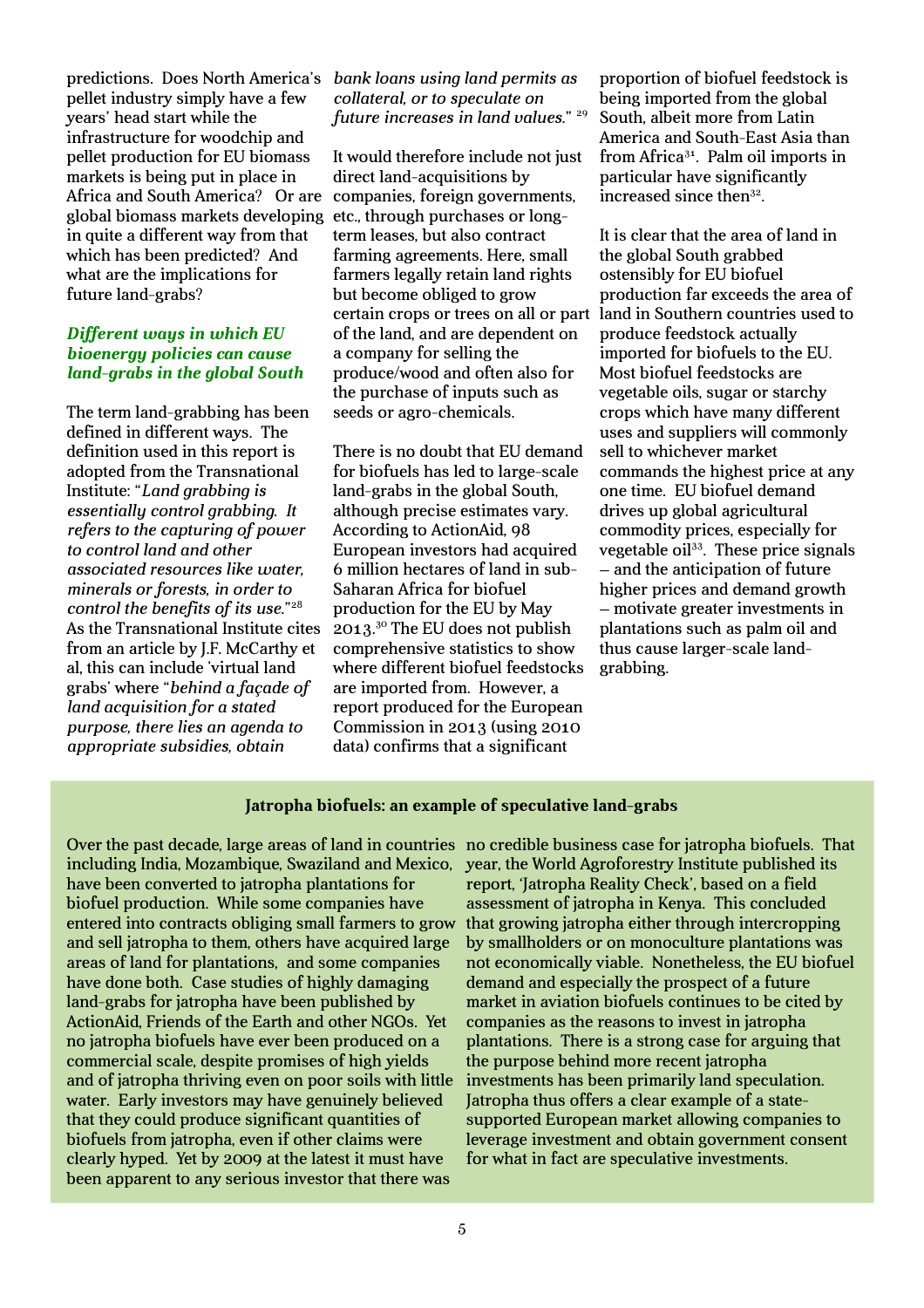predictions. Does North America's pellet industry simply have a few years' head start while the infrastructure for woodchip and pellet production for EU biomass markets is being put in place in Africa and South America? Or are global biomass markets developing in quite a different way from that which has been predicted? And what are the implications for future land-grabs?

### *Different ways in which EU bioenergy policies can cause land-grabs in the global South*

The term land-grabbing has been defined in different ways. The definition used in this report is adopted from the Transnational Institute: "*Land grabbing is essentially control grabbing. It refers to the capturing of power to control land and other associated resources like water, minerals or forests, in order to control the benefits of its use.*"[28] As the Transnational Institute cites from an article by J.F. McCarthy et al, this can include 'virtual land grabs' where "*behind a façade of land acquisition for a stated purpose, there lies an agenda to appropriate subsidies, obtain bank loans using land permits as collateral, or to speculate on future increases in land values.*" [29]

It would therefore include not just direct land-acquisitions by companies, foreign governments, etc., through purchases or long-term leases, but also contract farming agreements. Here, small farmers legally retain land rights but become obliged to grow certain crops or trees on all or part of the land, and are dependent on a company for selling the produce/wood and often also for the purchase of inputs such as seeds or agro-chemicals.

There is no doubt that EU demand for biofuels has led to large-scale land-grabs in the global South, although precise estimates vary. According to ActionAid, 98 European investors had acquired 6 million hectares of land in sub-Saharan Africa for biofuel production for the EU by May 2013.[30] The EU does not publish comprehensive statistics to show where different biofuel feedstocks are imported from. However, a report produced for the European Commission in 2013 (using 2010 data) confirms that a significant proportion of biofuel feedstock is being imported from the global South, albeit more from Latin America and South-East Asia than from Africa[31]. Palm oil imports in particular have significantly increased since then[32].

It is clear that the area of land in the global South grabbed ostensibly for EU biofuel production far exceeds the area of land in Southern countries used to produce feedstock actually imported for biofuels to the EU. Most biofuel feedstocks are vegetable oils, sugar or starchy crops which have many different uses and suppliers will commonly sell to whichever market commands the highest price at any one time. EU biofuel demand drives up global agricultural commodity prices, especially for vegetable oil[33]. These price signals – and the anticipation of future higher prices and demand growth – motivate greater investments in plantations such as palm oil and thus cause larger-scale land-grabbing.

**Jatropha biofuels: an example of speculative land-grabs**

Over the past decade, large areas of land in countries including India, Mozambique, Swaziland and Mexico, have been converted to jatropha plantations for biofuel production. While some companies have entered into contracts obliging small farmers to grow and sell jatropha to them, others have acquired large areas of land for plantations, and some companies have done both. Case studies of highly damaging land-grabs for jatropha have been published by ActionAid, Friends of the Earth and other NGOs. Yet no jatropha biofuels have ever been produced on a commercial scale, despite promises of high yields and of jatropha thriving even on poor soils with little water. Early investors may have genuinely believed that they could produce significant quantities of biofuels from jatropha, even if other claims were clearly hyped. Yet by 2009 at the latest it must have been apparent to any serious investor that there was no credible business case for jatropha biofuels. That year, the World Agroforestry Institute published its report, 'Jatropha Reality Check', based on a field assessment of jatropha in Kenya. This concluded that growing jatropha either through intercropping by smallholders or on monoculture plantations was not economically viable. Nonetheless, the EU biofuel demand and especially the prospect of a future market in aviation biofuels continues to be cited by companies as the reasons to invest in jatropha plantations. There is a strong case for arguing that the purpose behind more recent jatropha investments has been primarily land speculation. Jatropha thus offers a clear example of a state-supported European market allowing companies to leverage investment and obtain government consent for what in fact are speculative investments.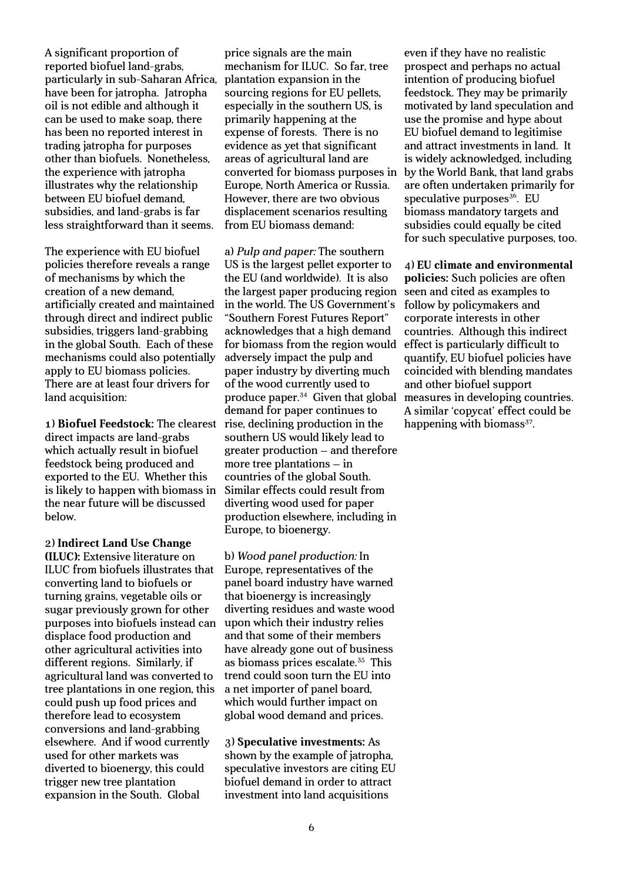A significant proportion of reported biofuel land-grabs, particularly in sub-Saharan Africa, have been for jatropha. Jatropha oil is not edible and although it can be used to make soap, there has been no reported interest in trading jatropha for purposes other than biofuels. Nonetheless, the experience with jatropha illustrates why the relationship between EU biofuel demand, subsidies, and land-grabs is far less straightforward than it seems.

The experience with EU biofuel policies therefore reveals a range of mechanisms by which the creation of a new demand, artificially created and maintained through direct and indirect public subsidies, triggers land-grabbing in the global South. Each of these mechanisms could also potentially apply to EU biomass policies. There are at least four drivers for land acquisition:

1) **Biofuel Feedstock:** The clearest direct impacts are land-grabs which actually result in biofuel feedstock being produced and exported to the EU. Whether this is likely to happen with biomass in the near future will be discussed below.

2) **Indirect Land Use Change (ILUC):** Extensive literature on ILUC from biofuels illustrates that converting land to biofuels or turning grains, vegetable oils or sugar previously grown for other purposes into biofuels instead can displace food production and other agricultural activities into different regions. Similarly, if agricultural land was converted to tree plantations in one region, this could push up food prices and therefore lead to ecosystem conversions and land-grabbing elsewhere. And if wood currently used for other markets was diverted to bioenergy, this could trigger new tree plantation expansion in the South. Global price signals are the main mechanism for ILUC. So far, tree plantation expansion in the sourcing regions for EU pellets, especially in the southern US, is primarily happening at the expense of forests. There is no evidence as yet that significant areas of agricultural land are converted for biomass purposes in Europe, North America or Russia. However, there are two obvious displacement scenarios resulting from EU biomass demand:

a) *Pulp and paper:* The southern US is the largest pellet exporter to the EU (and worldwide). It is also the largest paper producing region in the world. The US Government's "Southern Forest Futures Report" acknowledges that a high demand for biomass from the region would adversely impact the pulp and paper industry by diverting much of the wood currently used to produce paper.[34] Given that global demand for paper continues to rise, declining production in the southern US would likely lead to greater production – and therefore more tree plantations – in countries of the global South. Similar effects could result from diverting wood used for paper production elsewhere, including in Europe, to bioenergy.

b) *Wood panel production:* In Europe, representatives of the panel board industry have warned that bioenergy is increasingly diverting residues and waste wood upon which their industry relies and that some of their members have already gone out of business as biomass prices escalate.[35] This trend could soon turn the EU into a net importer of panel board, which would further impact on global wood demand and prices.

3) **Speculative investments:** As shown by the example of jatropha, speculative investors are citing EU biofuel demand in order to attract investment into land acquisitions even if they have no realistic prospect and perhaps no actual intention of producing biofuel feedstock. They may be primarily motivated by land speculation and use the promise and hype about EU biofuel demand to legitimise and attract investments in land. It is widely acknowledged, including by the World Bank, that land grabs are often undertaken primarily for speculative purposes[36]. EU biomass mandatory targets and subsidies could equally be cited for such speculative purposes, too.

4) **EU climate and environmental policies:** Such policies are often seen and cited as examples to follow by policymakers and corporate interests in other countries. Although this indirect effect is particularly difficult to quantify, EU biofuel policies have coincided with blending mandates and other biofuel support measures in developing countries. A similar 'copycat' effect could be happening with biomass[37].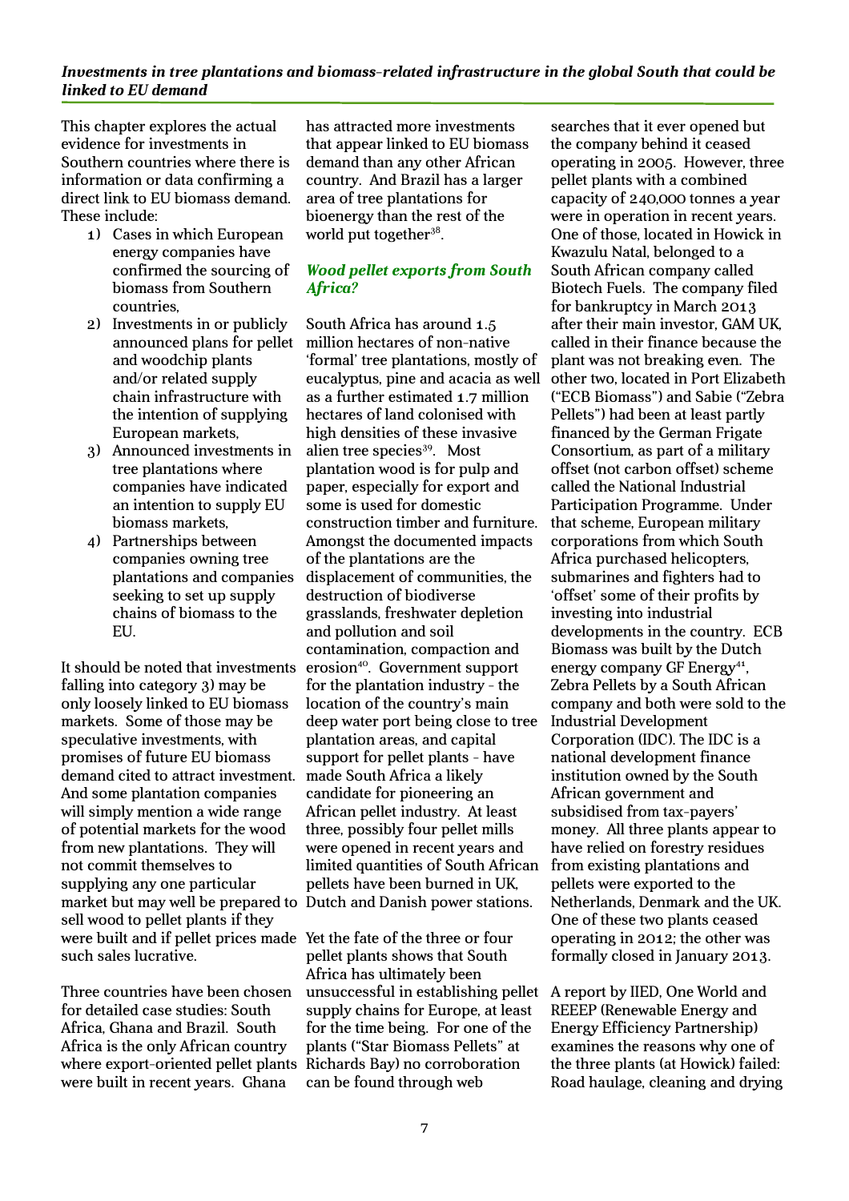## *Investments in tree plantations and biomass-related infrastructure in the global South that could be linked to EU demand*

This chapter explores the actual evidence for investments in Southern countries where there is information or data confirming a direct link to EU biomass demand. These include:

1) Cases in which European energy companies have confirmed the sourcing of biomass from Southern countries,
2) Investments in or publicly announced plans for pellet and woodchip plants and/or related supply chain infrastructure with the intention of supplying European markets,
3) Announced investments in tree plantations where companies have indicated an intention to supply EU biomass markets,
4) Partnerships between companies owning tree plantations and companies seeking to set up supply chains of biomass to the EU.

It should be noted that investments falling into category 3) may be only loosely linked to EU biomass markets. Some of those may be speculative investments, with promises of future EU biomass demand cited to attract investment. And some plantation companies will simply mention a wide range of potential markets for the wood from new plantations. They will not commit themselves to supplying any one particular market but may well be prepared to sell wood to pellet plants if they were built and if pellet prices made such sales lucrative.

Three countries have been chosen for detailed case studies: South Africa, Ghana and Brazil. South Africa is the only African country where export-oriented pellet plants were built in recent years. Ghana has attracted more investments that appear linked to EU biomass demand than any other African country. And Brazil has a larger area of tree plantations for bioenergy than the rest of the world put together[38].

### *Wood pellet exports from South Africa?*

South Africa has around 1.5 million hectares of non-native 'formal' tree plantations, mostly of eucalyptus, pine and acacia as well as a further estimated 1.7 million hectares of land colonised with high densities of these invasive alien tree species[39]. Most plantation wood is for pulp and paper, especially for export and some is used for domestic construction timber and furniture. Amongst the documented impacts of the plantations are the displacement of communities, the destruction of biodiverse grasslands, freshwater depletion and pollution and soil contamination, compaction and erosion[40]. Government support for the plantation industry - the location of the country's main deep water port being close to tree plantation areas, and capital support for pellet plants - have made South Africa a likely candidate for pioneering an African pellet industry. At least three, possibly four pellet mills were opened in recent years and limited quantities of South African pellets have been burned in UK, Dutch and Danish power stations.

Yet the fate of the three or four pellet plants shows that South Africa has ultimately been unsuccessful in establishing pellet supply chains for Europe, at least for the time being. For one of the plants ("Star Biomass Pellets" at Richards Bay) no corroboration can be found through web searches that it ever opened but the company behind it ceased operating in 2005. However, three pellet plants with a combined capacity of 240,000 tonnes a year were in operation in recent years. One of those, located in Howick in Kwazulu Natal, belonged to a South African company called Biotech Fuels. The company filed for bankruptcy in March 2013 after their main investor, GAM UK, called in their finance because the plant was not breaking even. The other two, located in Port Elizabeth ("ECB Biomass") and Sabie ("Zebra Pellets") had been at least partly financed by the German Frigate Consortium, as part of a military offset (not carbon offset) scheme called the National Industrial Participation Programme. Under that scheme, European military corporations from which South Africa purchased helicopters, submarines and fighters had to 'offset' some of their profits by investing into industrial developments in the country. ECB Biomass was built by the Dutch energy company GF Energy[41], Zebra Pellets by a South African company and both were sold to the Industrial Development Corporation (IDC). The IDC is a national development finance institution owned by the South African government and subsidised from tax-payers' money. All three plants appear to have relied on forestry residues from existing plantations and pellets were exported to the Netherlands, Denmark and the UK. One of these two plants ceased operating in 2012; the other was formally closed in January 2013.

A report by IIED, One World and REEEP (Renewable Energy and Energy Efficiency Partnership) examines the reasons why one of the three plants (at Howick) failed: Road haulage, cleaning and drying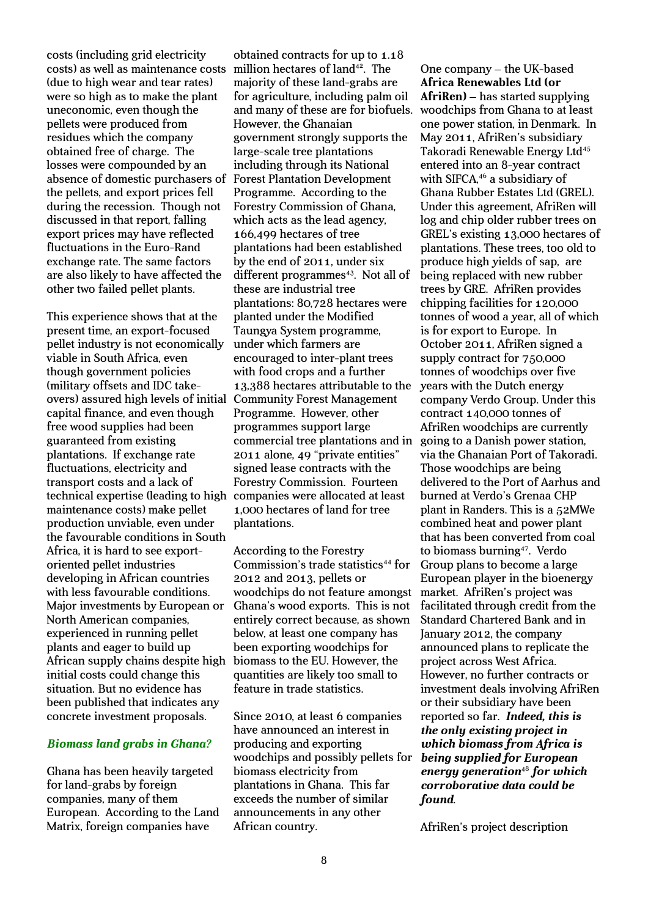costs (including grid electricity costs) as well as maintenance costs (due to high wear and tear rates) were so high as to make the plant uneconomic, even though the pellets were produced from residues which the company obtained free of charge. The losses were compounded by an absence of domestic purchasers of the pellets, and export prices fell during the recession. Though not discussed in that report, falling export prices may have reflected fluctuations in the Euro-Rand exchange rate. The same factors are also likely to have affected the other two failed pellet plants.

This experience shows that at the present time, an export-focused pellet industry is not economically viable in South Africa, even though government policies (military offsets and IDC take-overs) assured high levels of initial capital finance, and even though free wood supplies had been guaranteed from existing plantations. If exchange rate fluctuations, electricity and transport costs and a lack of technical expertise (leading to high maintenance costs) make pellet production unviable, even under the favourable conditions in South Africa, it is hard to see export-oriented pellet industries developing in African countries with less favourable conditions. Major investments by European or North American companies, experienced in running pellet plants and eager to build up African supply chains despite high initial costs could change this situation. But no evidence has been published that indicates any concrete investment proposals.

### *Biomass land grabs in Ghana?*

Ghana has been heavily targeted for land-grabs by foreign companies, many of them European. According to the Land Matrix, foreign companies have obtained contracts for up to 1.18 million hectares of land[42]. The majority of these land-grabs are for agriculture, including palm oil and many of these are for biofuels. However, the Ghanaian government strongly supports the large-scale tree plantations including through its National Forest Plantation Development Programme. According to the Forestry Commission of Ghana, which acts as the lead agency, 166,499 hectares of tree plantations had been established by the end of 2011, under six different programmes[43]. Not all of these are industrial tree plantations: 80,728 hectares were planted under the Modified Taungya System programme, under which farmers are encouraged to inter-plant trees with food crops and a further 13,388 hectares attributable to the Community Forest Management Programme. However, other programmes support large commercial tree plantations and in 2011 alone, 49 "private entities" signed lease contracts with the Forestry Commission. Fourteen companies were allocated at least 1,000 hectares of land for tree plantations.

According to the Forestry Commission's trade statistics[44] for 2012 and 2013, pellets or woodchips do not feature amongst Ghana's wood exports. This is not entirely correct because, as shown below, at least one company has been exporting woodchips for biomass to the EU. However, the quantities are likely too small to feature in trade statistics.

Since 2010, at least 6 companies have announced an interest in producing and exporting woodchips and possibly pellets for biomass electricity from plantations in Ghana. This far exceeds the number of similar announcements in any other African country.

One company – the UK-based **Africa Renewables Ltd (or AfriRen)** – has started supplying woodchips from Ghana to at least one power station, in Denmark. In May 2011, AfriRen's subsidiary Takoradi Renewable Energy Ltd[45] entered into an 8-year contract with SIFCA,[46] a subsidiary of Ghana Rubber Estates Ltd (GREL). Under this agreement, AfriRen will log and chip older rubber trees on GREL's existing 13,000 hectares of plantations. These trees, too old to produce high yields of sap, are being replaced with new rubber trees by GRE. AfriRen provides chipping facilities for 120,000 tonnes of wood a year, all of which is for export to Europe. In October 2011, AfriRen signed a supply contract for 750,000 tonnes of woodchips over five years with the Dutch energy company Verdo Group. Under this contract 140,000 tonnes of AfriRen woodchips are currently going to a Danish power station, via the Ghanaian Port of Takoradi. Those woodchips are being delivered to the Port of Aarhus and burned at Verdo's Grenaa CHP plant in Randers. This is a 52MWe combined heat and power plant that has been converted from coal to biomass burning[47]. Verdo Group plans to become a large European player in the bioenergy market. AfriRen's project was facilitated through credit from the Standard Chartered Bank and in January 2012, the company announced plans to replicate the project across West Africa. However, no further contracts or investment deals involving AfriRen or their subsidiary have been reported so far. ***Indeed, this is the only existing project in which biomass from Africa is being supplied for European energy generation[48] for which corroborative data could be found.***

AfriRen's project description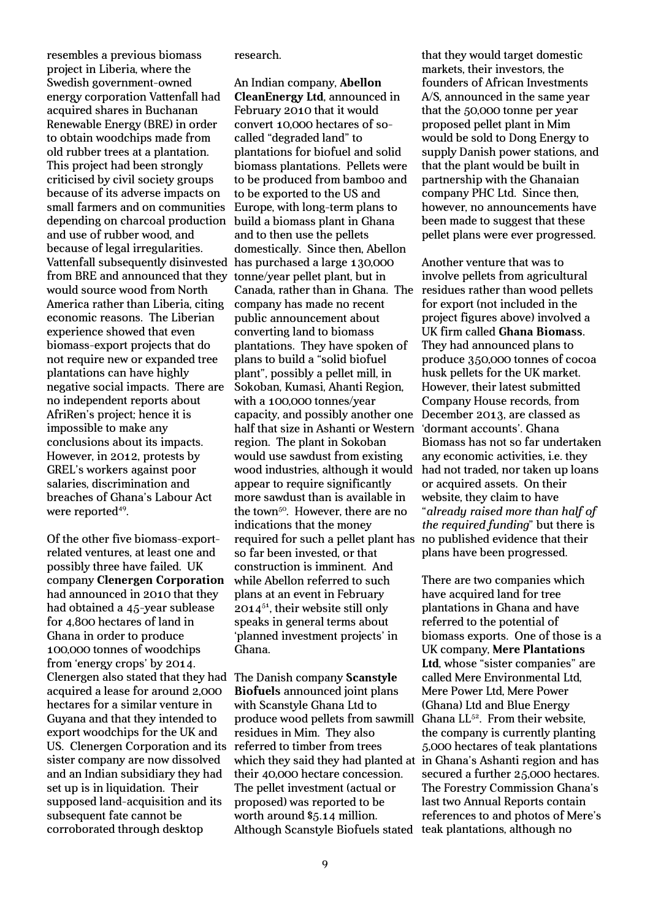resembles a previous biomass project in Liberia, where the Swedish government-owned energy corporation Vattenfall had acquired shares in Buchanan Renewable Energy (BRE) in order to obtain woodchips made from old rubber trees at a plantation. This project had been strongly criticised by civil society groups because of its adverse impacts on small farmers and on communities depending on charcoal production and use of rubber wood, and because of legal irregularities. Vattenfall subsequently disinvested from BRE and announced that they would source wood from North America rather than Liberia, citing economic reasons. The Liberian experience showed that even biomass-export projects that do not require new or expanded tree plantations can have highly negative social impacts. There are no independent reports about AfriRen's project; hence it is impossible to make any conclusions about its impacts. However, in 2012, protests by GREL's workers against poor salaries, discrimination and breaches of Ghana's Labour Act were reported[49].

Of the other five biomass-export-related ventures, at least one and possibly three have failed. UK company **Clenergen Corporation** had announced in 2010 that they had obtained a 45-year sublease for 4,800 hectares of land in Ghana in order to produce 100,000 tonnes of woodchips from 'energy crops' by 2014. Clenergen also stated that they had acquired a lease for around 2,000 hectares for a similar venture in Guyana and that they intended to export woodchips for the UK and US. Clenergen Corporation and its sister company are now dissolved and an Indian subsidiary they had set up is in liquidation. Their supposed land-acquisition and its subsequent fate cannot be corroborated through desktop research.

An Indian company, **Abellon CleanEnergy Ltd**, announced in February 2010 that it would convert 10,000 hectares of so-called "degraded land" to plantations for biofuel and solid biomass plantations. Pellets were to be produced from bamboo and to be exported to the US and Europe, with long-term plans to build a biomass plant in Ghana and to then use the pellets domestically. Since then, Abellon has purchased a large 130,000 tonne/year pellet plant, but in Canada, rather than in Ghana. The company has made no recent public announcement about converting land to biomass plantations. They have spoken of plans to build a "solid biofuel plant", possibly a pellet mill, in Sokoban, Kumasi, Ahanti Region, with a 100,000 tonnes/year capacity, and possibly another one half that size in Ashanti or Western region. The plant in Sokoban would use sawdust from existing wood industries, although it would appear to require significantly more sawdust than is available in the town[50]. However, there are no indications that the money required for such a pellet plant has so far been invested, or that construction is imminent. And while Abellon referred to such plans at an event in February 2014[51], their website still only speaks in general terms about 'planned investment projects' in Ghana.

The Danish company **Scanstyle Biofuels** announced joint plans with Scanstyle Ghana Ltd to produce wood pellets from sawmill residues in Mim. They also referred to timber from trees which they said they had planted at their 40,000 hectare concession. The pellet investment (actual or proposed) was reported to be worth around $5.14 million. Although Scanstyle Biofuels stated that they would target domestic markets, their investors, the founders of African Investments A/S, announced in the same year that the 50,000 tonne per year proposed pellet plant in Mim would be sold to Dong Energy to supply Danish power stations, and that the plant would be built in partnership with the Ghanaian company PHC Ltd. Since then, however, no announcements have been made to suggest that these pellet plans were ever progressed.

Another venture that was to involve pellets from agricultural residues rather than wood pellets for export (not included in the project figures above) involved a UK firm called **Ghana Biomass**. They had announced plans to produce 350,000 tonnes of cocoa husk pellets for the UK market. However, their latest submitted Company House records, from December 2013, are classed as 'dormant accounts'. Ghana Biomass has not so far undertaken any economic activities, i.e. they had not traded, nor taken up loans or acquired assets. On their website, they claim to have "*already raised more than half of the required funding*" but there is no published evidence that their plans have been progressed.

There are two companies which have acquired land for tree plantations in Ghana and have referred to the potential of biomass exports. One of those is a UK company, **Mere Plantations Ltd**, whose "sister companies" are called Mere Environmental Ltd, Mere Power Ltd, Mere Power (Ghana) Ltd and Blue Energy Ghana LL[52]. From their website, the company is currently planting 5,000 hectares of teak plantations in Ghana's Ashanti region and has secured a further 25,000 hectares. The Forestry Commission Ghana's last two Annual Reports contain references to and photos of Mere's teak plantations, although no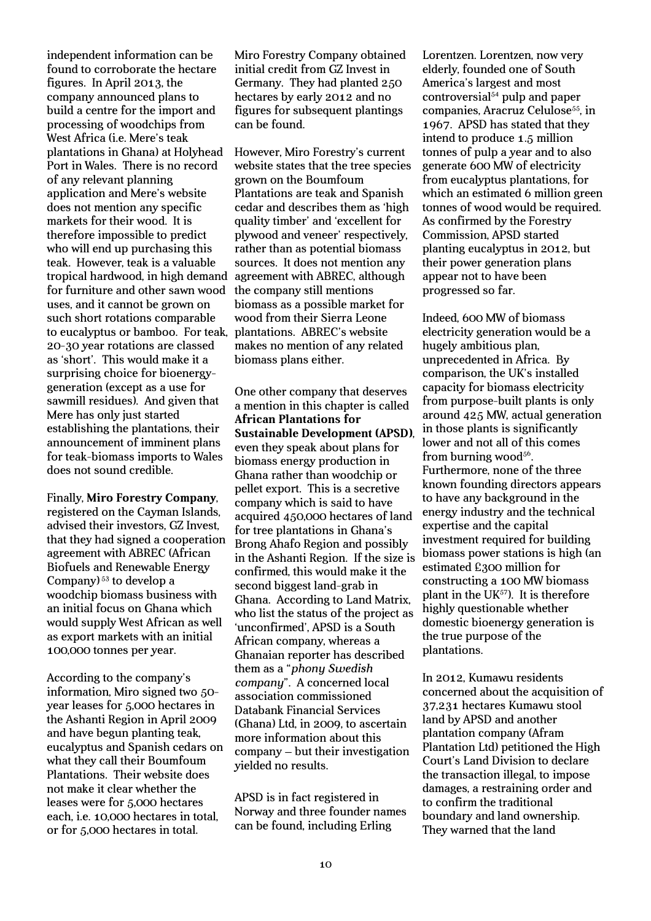independent information can be found to corroborate the hectare figures. In April 2013, the company announced plans to build a centre for the import and processing of woodchips from West Africa (i.e. Mere's teak plantations in Ghana) at Holyhead Port in Wales. There is no record of any relevant planning application and Mere's website does not mention any specific markets for their wood. It is therefore impossible to predict who will end up purchasing this teak. However, teak is a valuable tropical hardwood, in high demand for furniture and other sawn wood uses, and it cannot be grown on such short rotations comparable to eucalyptus or bamboo. For teak, 20-30 year rotations are classed as 'short'. This would make it a surprising choice for bioenergy-generation (except as a use for sawmill residues). And given that Mere has only just started establishing the plantations, their announcement of imminent plans for teak-biomass imports to Wales does not sound credible.

Finally, **Miro Forestry Company**, registered on the Cayman Islands, advised their investors, GZ Invest, that they had signed a cooperation agreement with ABREC (African Biofuels and Renewable Energy Company)[53] to develop a woodchip biomass business with an initial focus on Ghana which would supply West African as well as export markets with an initial 100,000 tonnes per year.

According to the company's information, Miro signed two 50-year leases for 5,000 hectares in the Ashanti Region in April 2009 and have begun planting teak, eucalyptus and Spanish cedars on what they call their Boumfoum Plantations. Their website does not make it clear whether the leases were for 5,000 hectares each, i.e. 10,000 hectares in total, or for 5,000 hectares in total.

Miro Forestry Company obtained initial credit from GZ Invest in Germany. They had planted 250 hectares by early 2012 and no figures for subsequent plantings can be found.

However, Miro Forestry's current website states that the tree species grown on the Boumfoum Plantations are teak and Spanish cedar and describes them as 'high quality timber' and 'excellent for plywood and veneer' respectively, rather than as potential biomass sources. It does not mention any agreement with ABREC, although the company still mentions biomass as a possible market for wood from their Sierra Leone plantations. ABREC's website makes no mention of any related biomass plans either.

One other company that deserves a mention in this chapter is called **African Plantations for Sustainable Development (APSD)**, even they speak about plans for biomass energy production in Ghana rather than woodchip or pellet export. This is a secretive company which is said to have acquired 450,000 hectares of land for tree plantations in Ghana's Brong Ahafo Region and possibly in the Ashanti Region. If the size is confirmed, this would make it the second biggest land-grab in Ghana. According to Land Matrix, who list the status of the project as 'unconfirmed', APSD is a South African company, whereas a Ghanaian reporter has described them as a "*phony Swedish company*". A concerned local association commissioned Databank Financial Services (Ghana) Ltd, in 2009, to ascertain more information about this company – but their investigation yielded no results.

APSD is in fact registered in Norway and three founder names can be found, including Erling Lorentzen. Lorentzen, now very elderly, founded one of South America's largest and most controversial[54] pulp and paper companies, Aracruz Celulose[55], in 1967. APSD has stated that they intend to produce 1.5 million tonnes of pulp a year and to also generate 600 MW of electricity from eucalyptus plantations, for which an estimated 6 million green tonnes of wood would be required. As confirmed by the Forestry Commission, APSD started planting eucalyptus in 2012, but their power generation plans appear not to have been progressed so far.

Indeed, 600 MW of biomass electricity generation would be a hugely ambitious plan, unprecedented in Africa. By comparison, the UK's installed capacity for biomass electricity from purpose-built plants is only around 425 MW, actual generation in those plants is significantly lower and not all of this comes from burning wood[56]. Furthermore, none of the three known founding directors appears to have any background in the energy industry and the technical expertise and the capital investment required for building biomass power stations is high (an estimated £300 million for constructing a 100 MW biomass plant in the UK[57]). It is therefore highly questionable whether domestic bioenergy generation is the true purpose of the plantations.

In 2012, Kumawu residents concerned about the acquisition of 37,231 hectares Kumawu stool land by APSD and another plantation company (Afram Plantation Ltd) petitioned the High Court's Land Division to declare the transaction illegal, to impose damages, a restraining order and to confirm the traditional boundary and land ownership. They warned that the land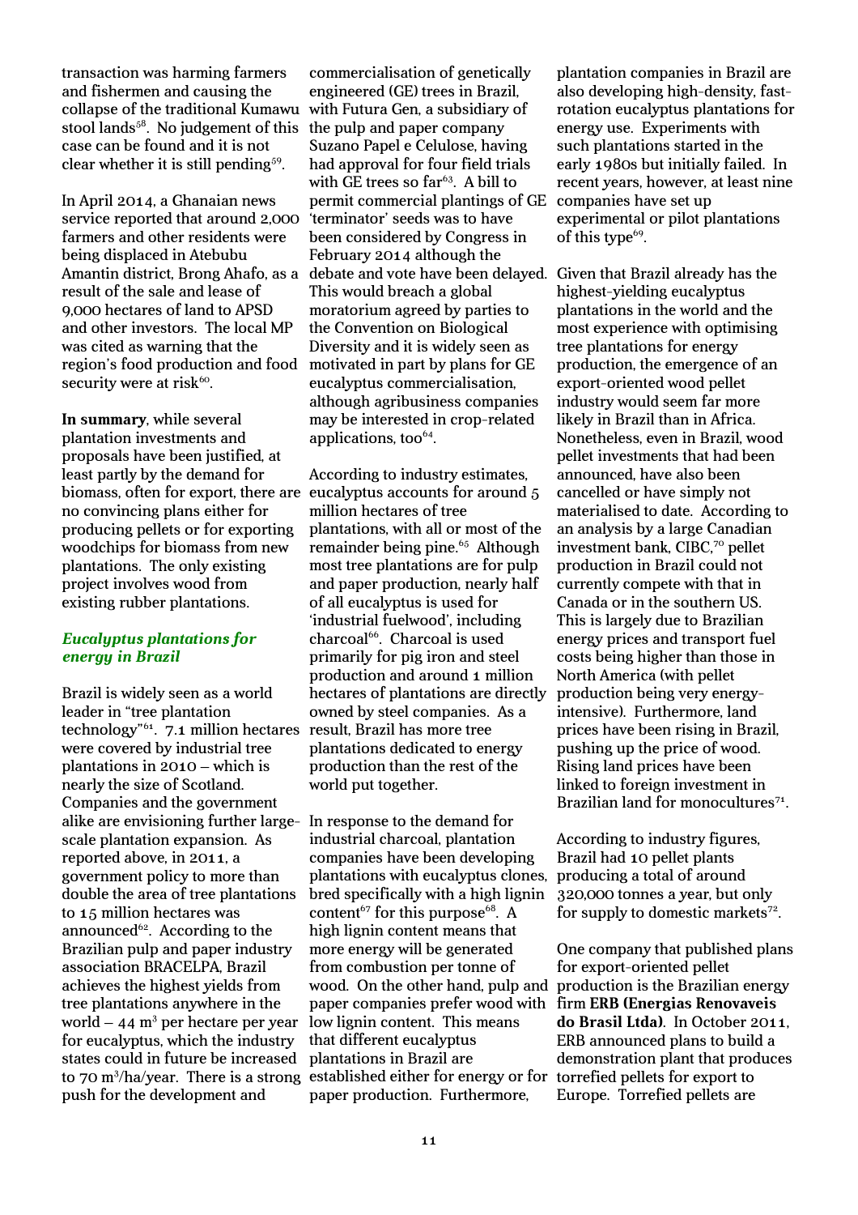transaction was harming farmers and fishermen and causing the collapse of the traditional Kumawu stool lands[58]. No judgement of this case can be found and it is not clear whether it is still pending[59].

In April 2014, a Ghanaian news service reported that around 2,000 farmers and other residents were being displaced in Atebubu Amantin district, Brong Ahafo, as a result of the sale and lease of 9,000 hectares of land to APSD and other investors. The local MP was cited as warning that the region's food production and food security were at risk[60].

**In summary**, while several plantation investments and proposals have been justified, at least partly by the demand for biomass, often for export, there are no convincing plans either for producing pellets or for exporting woodchips for biomass from new plantations. The only existing project involves wood from existing rubber plantations.

### *Eucalyptus plantations for energy in Brazil*

Brazil is widely seen as a world leader in "tree plantation technology"[61]. 7.1 million hectares were covered by industrial tree plantations in 2010 – which is nearly the size of Scotland. Companies and the government alike are envisioning further large-scale plantation expansion. As reported above, in 2011, a government policy to more than double the area of tree plantations to 15 million hectares was announced[62]. According to the Brazilian pulp and paper industry association BRACELPA, Brazil achieves the highest yields from tree plantations anywhere in the world – 44 $m^3$ per hectare per year for eucalyptus, which the industry states could in future be increased to 70 $m^3$/ha/year. There is a strong push for the development and commercialisation of genetically engineered (GE) trees in Brazil, with Futura Gen, a subsidiary of the pulp and paper company Suzano Papel e Celulose, having had approval for four field trials with GE trees so far[63]. A bill to permit commercial plantings of GE 'terminator' seeds was to have been considered by Congress in February 2014 although the debate and vote have been delayed. This would breach a global moratorium agreed by parties to the Convention on Biological Diversity and it is widely seen as motivated in part by plans for GE eucalyptus commercialisation, although agribusiness companies may be interested in crop-related applications, too[64].

According to industry estimates, eucalyptus accounts for around 5 million hectares of tree plantations, with all or most of the remainder being pine.[65] Although most tree plantations are for pulp and paper production, nearly half of all eucalyptus is used for 'industrial fuelwood', including charcoal[66]. Charcoal is used primarily for pig iron and steel production and around 1 million hectares of plantations are directly owned by steel companies. As a result, Brazil has more tree plantations dedicated to energy production than the rest of the world put together.

In response to the demand for industrial charcoal, plantation companies have been developing plantations with eucalyptus clones, bred specifically with a high lignin content[67] for this purpose[68]. A high lignin content means that more energy will be generated from combustion per tonne of wood. On the other hand, pulp and paper companies prefer wood with low lignin content. This means that different eucalyptus plantations in Brazil are established either for energy or for paper production. Furthermore, plantation companies in Brazil are also developing high-density, fast-rotation eucalyptus plantations for energy use. Experiments with such plantations started in the early 1980s but initially failed. In recent years, however, at least nine companies have set up experimental or pilot plantations of this type[69].

Given that Brazil already has the highest-yielding eucalyptus plantations in the world and the most experience with optimising tree plantations for energy production, the emergence of an export-oriented wood pellet industry would seem far more likely in Brazil than in Africa. Nonetheless, even in Brazil, wood pellet investments that had been announced, have also been cancelled or have simply not materialised to date. According to an analysis by a large Canadian investment bank, CIBC,[70] pellet production in Brazil could not currently compete with that in Canada or in the southern US. This is largely due to Brazilian energy prices and transport fuel costs being higher than those in North America (with pellet production being very energy-intensive). Furthermore, land prices have been rising in Brazil, pushing up the price of wood. Rising land prices have been linked to foreign investment in Brazilian land for monocultures[71].

According to industry figures, Brazil had 10 pellet plants producing a total of around 320,000 tonnes a year, but only for supply to domestic markets[72].

One company that published plans for export-oriented pellet production is the Brazilian energy firm **ERB (Energias Renovaveis do Brasil Ltda)**. In October 2011, ERB announced plans to build a demonstration plant that produces torrefied pellets for export to Europe. Torrefied pellets are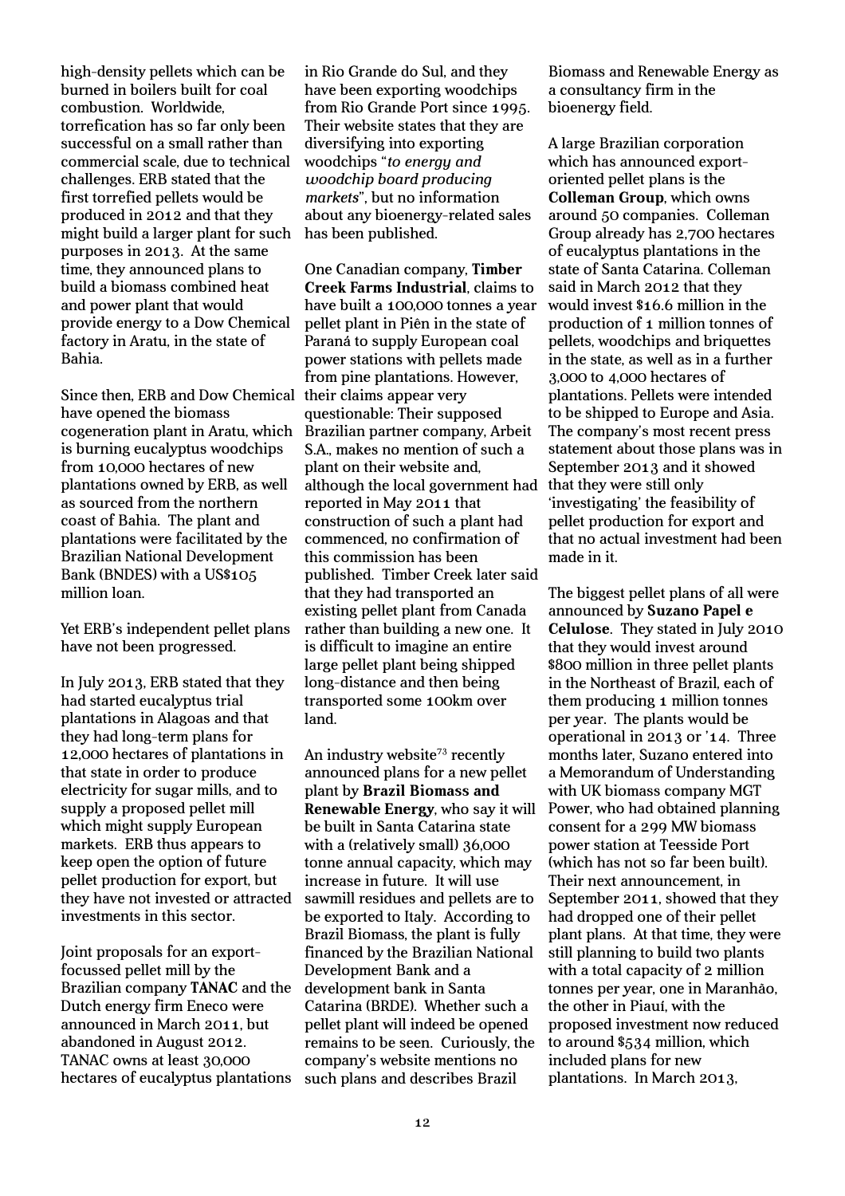high-density pellets which can be burned in boilers built for coal combustion. Worldwide, torrefication has so far only been successful on a small rather than commercial scale, due to technical challenges. ERB stated that the first torrefied pellets would be produced in 2012 and that they might build a larger plant for such purposes in 2013. At the same time, they announced plans to build a biomass combined heat and power plant that would provide energy to a Dow Chemical factory in Aratu, in the state of Bahia.

Since then, ERB and Dow Chemical have opened the biomass cogeneration plant in Aratu, which is burning eucalyptus woodchips from 10,000 hectares of new plantations owned by ERB, as well as sourced from the northern coast of Bahia. The plant and plantations were facilitated by the Brazilian National Development Bank (BNDES) with a US$105 million loan.

Yet ERB's independent pellet plans have not been progressed.

In July 2013, ERB stated that they had started eucalyptus trial plantations in Alagoas and that they had long-term plans for 12,000 hectares of plantations in that state in order to produce electricity for sugar mills, and to supply a proposed pellet mill which might supply European markets. ERB thus appears to keep open the option of future pellet production for export, but they have not invested or attracted investments in this sector.

Joint proposals for an export-focussed pellet mill by the Brazilian company **TANAC** and the Dutch energy firm Eneco were announced in March 2011, but abandoned in August 2012. TANAC owns at least 30,000 hectares of eucalyptus plantations in Rio Grande do Sul, and they have been exporting woodchips from Rio Grande Port since 1995. Their website states that they are diversifying into exporting woodchips "*to energy and woodchip board producing markets*", but no information about any bioenergy-related sales has been published.

One Canadian company, **Timber Creek Farms Industrial**, claims to have built a 100,000 tonnes a year pellet plant in Piên in the state of Paraná to supply European coal power stations with pellets made from pine plantations. However, their claims appear very questionable: Their supposed Brazilian partner company, Arbeit S.A., makes no mention of such a plant on their website and, although the local government had reported in May 2011 that construction of such a plant had commenced, no confirmation of this commission has been published. Timber Creek later said that they had transported an existing pellet plant from Canada rather than building a new one. It is difficult to imagine an entire large pellet plant being shipped long-distance and then being transported some 100km over land.

An industry website[73] recently announced plans for a new pellet plant by **Brazil Biomass and Renewable Energy**, who say it will be built in Santa Catarina state with a (relatively small) 36,000 tonne annual capacity, which may increase in future. It will use sawmill residues and pellets are to be exported to Italy. According to Brazil Biomass, the plant is fully financed by the Brazilian National Development Bank and a development bank in Santa Catarina (BRDE). Whether such a pellet plant will indeed be opened remains to be seen. Curiously, the company's website mentions no such plans and describes Brazil Biomass and Renewable Energy as a consultancy firm in the bioenergy field.

A large Brazilian corporation which has announced export-oriented pellet plans is the **Colleman Group**, which owns around 50 companies. Colleman Group already has 2,700 hectares of eucalyptus plantations in the state of Santa Catarina. Colleman said in March 2012 that they would invest $16.6 million in the production of 1 million tonnes of pellets, woodchips and briquettes in the state, as well as in a further 3,000 to 4,000 hectares of plantations. Pellets were intended to be shipped to Europe and Asia. The company's most recent press statement about those plans was in September 2013 and it showed that they were still only 'investigating' the feasibility of pellet production for export and that no actual investment had been made in it.

The biggest pellet plans of all were announced by **Suzano Papel e Celulose**. They stated in July 2010 that they would invest around $800 million in three pellet plants in the Northeast of Brazil, each of them producing 1 million tonnes per year. The plants would be operational in 2013 or '14. Three months later, Suzano entered into a Memorandum of Understanding with UK biomass company MGT Power, who had obtained planning consent for a 299 MW biomass power station at Teesside Port (which has not so far been built). Their next announcement, in September 2011, showed that they had dropped one of their pellet plant plans. At that time, they were still planning to build two plants with a total capacity of 2 million tonnes per year, one in Maranhão, the other in Piauí, with the proposed investment now reduced to around $534 million, which included plans for new plantations. In March 2013,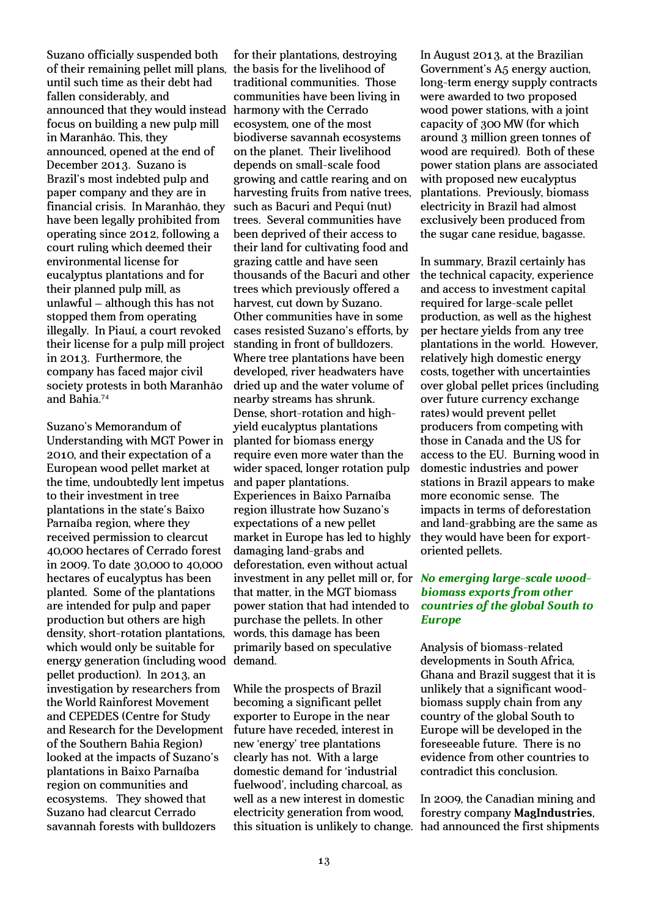Suzano officially suspended both of their remaining pellet mill plans, until such time as their debt had fallen considerably, and announced that they would instead focus on building a new pulp mill in Maranhão. This, they announced, opened at the end of December 2013. Suzano is Brazil's most indebted pulp and paper company and they are in financial crisis. In Maranhão, they have been legally prohibited from operating since 2012, following a court ruling which deemed their environmental license for eucalyptus plantations and for their planned pulp mill, as unlawful – although this has not stopped them from operating illegally. In Piauí, a court revoked their license for a pulp mill project in 2013. Furthermore, the company has faced major civil society protests in both Maranhão and Bahia.[74]

Suzano's Memorandum of Understanding with MGT Power in 2010, and their expectation of a European wood pellet market at the time, undoubtedly lent impetus to their investment in tree plantations in the state's Baixo Parnaíba region, where they received permission to clearcut 40,000 hectares of Cerrado forest in 2009. To date 30,000 to 40,000 hectares of eucalyptus has been planted. Some of the plantations are intended for pulp and paper production but others are high density, short-rotation plantations, which would only be suitable for energy generation (including wood pellet production). In 2013, an investigation by researchers from the World Rainforest Movement and CEPEDES (Centre for Study and Research for the Development of the Southern Bahia Region) looked at the impacts of Suzano's plantations in Baixo Parnaíba region on communities and ecosystems. They showed that Suzano had clearcut Cerrado savannah forests with bulldozers for their plantations, destroying the basis for the livelihood of traditional communities. Those communities have been living in harmony with the Cerrado ecosystem, one of the most biodiverse savannah ecosystems on the planet. Their livelihood depends on small-scale food growing and cattle rearing and on harvesting fruits from native trees, such as Bacuri and Pequi (nut) trees. Several communities have been deprived of their access to their land for cultivating food and grazing cattle and have seen thousands of the Bacuri and other trees which previously offered a harvest, cut down by Suzano. Other communities have in some cases resisted Suzano's efforts, by standing in front of bulldozers. Where tree plantations have been developed, river headwaters have dried up and the water volume of nearby streams has shrunk. Dense, short-rotation and high-yield eucalyptus plantations planted for biomass energy require even more water than the wider spaced, longer rotation pulp and paper plantations. Experiences in Baixo Parnaíba region illustrate how Suzano's expectations of a new pellet market in Europe has led to highly damaging land-grabs and deforestation, even without actual investment in any pellet mill or, for that matter, in the MGT biomass power station that had intended to purchase the pellets. In other words, this damage has been primarily based on speculative demand.

While the prospects of Brazil becoming a significant pellet exporter to Europe in the near future have receded, interest in new 'energy' tree plantations clearly has not. With a large domestic demand for 'industrial fuelwood', including charcoal, as well as a new interest in domestic electricity generation from wood, this situation is unlikely to change.

In August 2013, at the Brazilian Government's A5 energy auction, long-term energy supply contracts were awarded to two proposed wood power stations, with a joint capacity of 300 MW (for which around 3 million green tonnes of wood are required). Both of these power station plans are associated with proposed new eucalyptus plantations. Previously, biomass electricity in Brazil had almost exclusively been produced from the sugar cane residue, bagasse.

In summary, Brazil certainly has the technical capacity, experience and access to investment capital required for large-scale pellet production, as well as the highest per hectare yields from any tree plantations in the world. However, relatively high domestic energy costs, together with uncertainties over global pellet prices (including over future currency exchange rates) would prevent pellet producers from competing with those in Canada and the US for access to the EU. Burning wood in domestic industries and power stations in Brazil appears to make more economic sense. The impacts in terms of deforestation and land-grabbing are the same as they would have been for export-oriented pellets.

### *No emerging large-scale wood-biomass exports from other countries of the global South to Europe*

Analysis of biomass-related developments in South Africa, Ghana and Brazil suggest that it is unlikely that a significant wood-biomass supply chain from any country of the global South to Europe will be developed in the foreseeable future. There is no evidence from other countries to contradict this conclusion.

In 2009, the Canadian mining and forestry company **MagIndustries**, had announced the first shipments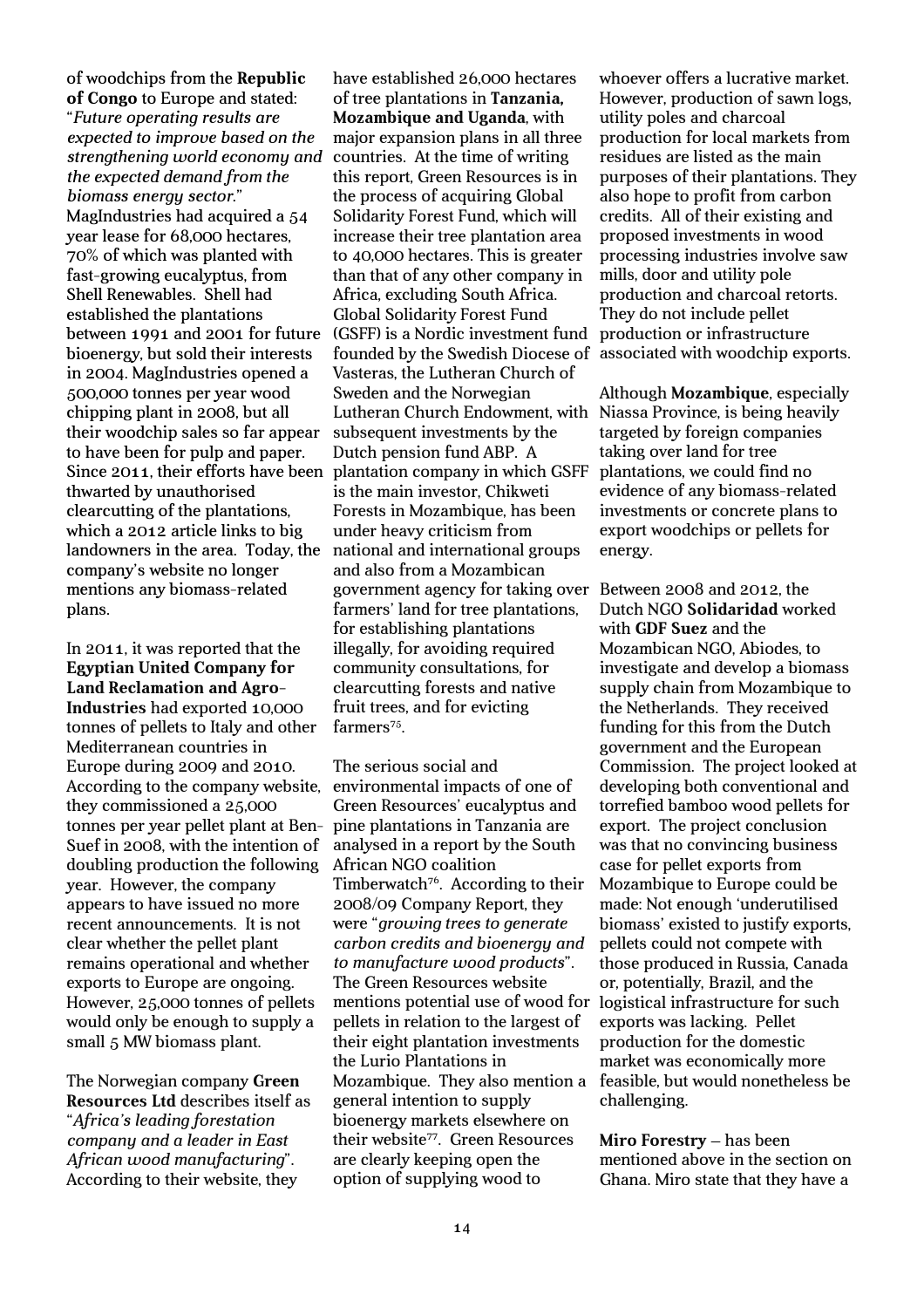of woodchips from the **Republic of Congo** to Europe and stated: "*Future operating results are expected to improve based on the strengthening world economy and the expected demand from the biomass energy sector.*" MagIndustries had acquired a 54 year lease for 68,000 hectares, 70% of which was planted with fast-growing eucalyptus, from Shell Renewables. Shell had established the plantations between 1991 and 2001 for future bioenergy, but sold their interests in 2004. MagIndustries opened a 500,000 tonnes per year wood chipping plant in 2008, but all their woodchip sales so far appear to have been for pulp and paper. Since 2011, their efforts have been thwarted by unauthorised clearcutting of the plantations, which a 2012 article links to big landowners in the area. Today, the company's website no longer mentions any biomass-related plans.

In 2011, it was reported that the **Egyptian United Company for Land Reclamation and Agro-Industries** had exported 10,000 tonnes of pellets to Italy and other Mediterranean countries in Europe during 2009 and 2010. According to the company website, they commissioned a 25,000 tonnes per year pellet plant at Ben-Suef in 2008, with the intention of doubling production the following year. However, the company appears to have issued no more recent announcements. It is not clear whether the pellet plant remains operational and whether exports to Europe are ongoing. However, 25,000 tonnes of pellets would only be enough to supply a small 5 MW biomass plant.

The Norwegian company **Green Resources Ltd** describes itself as "*Africa's leading forestation company and a leader in East African wood manufacturing*". According to their website, they have established 26,000 hectares of tree plantations in **Tanzania, Mozambique and Uganda**, with major expansion plans in all three countries. At the time of writing this report, Green Resources is in the process of acquiring Global Solidarity Forest Fund, which will increase their tree plantation area to 40,000 hectares. This is greater than that of any other company in Africa, excluding South Africa. Global Solidarity Forest Fund (GSFF) is a Nordic investment fund founded by the Swedish Diocese of Vasteras, the Lutheran Church of Sweden and the Norwegian Lutheran Church Endowment, with subsequent investments by the Dutch pension fund ABP. A plantation company in which GSFF is the main investor, Chikweti Forests in Mozambique, has been under heavy criticism from national and international groups and also from a Mozambican government agency for taking over farmers' land for tree plantations, for establishing plantations illegally, for avoiding required community consultations, for clearcutting forests and native fruit trees, and for evicting farmers[75].

The serious social and environmental impacts of one of Green Resources' eucalyptus and pine plantations in Tanzania are analysed in a report by the South African NGO coalition Timberwatch[76]. According to their 2008/09 Company Report, they were "*growing trees to generate carbon credits and bioenergy and to manufacture wood products*". The Green Resources website mentions potential use of wood for pellets in relation to the largest of their eight plantation investments the Lurio Plantations in Mozambique. They also mention a general intention to supply bioenergy markets elsewhere on their website[77]. Green Resources are clearly keeping open the option of supplying wood to whoever offers a lucrative market. However, production of sawn logs, utility poles and charcoal production for local markets from residues are listed as the main purposes of their plantations. They also hope to profit from carbon credits. All of their existing and proposed investments in wood processing industries involve saw mills, door and utility pole production and charcoal retorts. They do not include pellet production or infrastructure associated with woodchip exports.

Although **Mozambique**, especially Niassa Province, is being heavily targeted by foreign companies taking over land for tree plantations, we could find no evidence of any biomass-related investments or concrete plans to export woodchips or pellets for energy.

Between 2008 and 2012, the Dutch NGO **Solidaridad** worked with **GDF Suez** and the Mozambican NGO, Abiodes, to investigate and develop a biomass supply chain from Mozambique to the Netherlands. They received funding for this from the Dutch government and the European Commission. The project looked at developing both conventional and torrefied bamboo wood pellets for export. The project conclusion was that no convincing business case for pellet exports from Mozambique to Europe could be made: Not enough 'underutilised biomass' existed to justify exports, pellets could not compete with those produced in Russia, Canada or, potentially, Brazil, and the logistical infrastructure for such exports was lacking. Pellet production for the domestic market was economically more feasible, but would nonetheless be challenging.

**Miro Forestry** – has been mentioned above in the section on Ghana. Miro state that they have a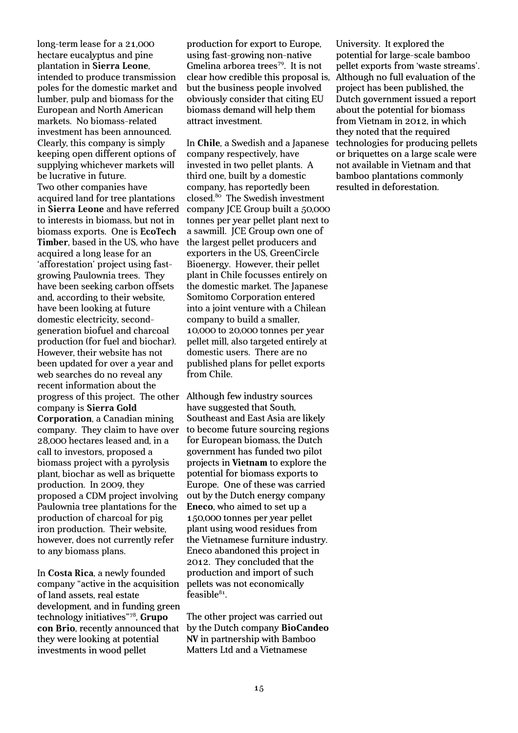long-term lease for a 21,000 hectare eucalyptus and pine plantation in **Sierra Leone**, intended to produce transmission poles for the domestic market and lumber, pulp and biomass for the European and North American markets. No biomass-related investment has been announced. Clearly, this company is simply keeping open different options of supplying whichever markets will be lucrative in future.

Two other companies have acquired land for tree plantations in **Sierra Leone** and have referred to interests in biomass, but not in biomass exports. One is **EcoTech Timber**, based in the US, who have acquired a long lease for an 'afforestation' project using fast-growing Paulownia trees. They have been seeking carbon offsets and, according to their website, have been looking at future domestic electricity, second-generation biofuel and charcoal production (for fuel and biochar). However, their website has not been updated for over a year and web searches do no reveal any recent information about the progress of this project. The other company is **Sierra Gold Corporation**, a Canadian mining company. They claim to have over 28,000 hectares leased and, in a call to investors, proposed a biomass project with a pyrolysis plant, biochar as well as briquette production. In 2009, they proposed a CDM project involving Paulownia tree plantations for the production of charcoal for pig iron production. Their website, however, does not currently refer to any biomass plans.

In **Costa Rica**, a newly founded company "active in the acquisition of land assets, real estate development, and in funding green technology initiatives"[78], **Grupo con Brio**, recently announced that they were looking at potential investments in wood pellet production for export to Europe, using fast-growing non-native Gmelina arborea trees[79]. It is not clear how credible this proposal is, but the business people involved obviously consider that citing EU biomass demand will help them attract investment.

In **Chile**, a Swedish and a Japanese company respectively, have invested in two pellet plants. A third one, built by a domestic company, has reportedly been closed.[80] The Swedish investment company JCE Group built a 50,000 tonnes per year pellet plant next to a sawmill. JCE Group own one of the largest pellet producers and exporters in the US, GreenCircle Bioenergy. However, their pellet plant in Chile focusses entirely on the domestic market. The Japanese Somitomo Corporation entered into a joint venture with a Chilean company to build a smaller, 10,000 to 20,000 tonnes per year pellet mill, also targeted entirely at domestic users. There are no published plans for pellet exports from Chile.

Although few industry sources have suggested that South, Southeast and East Asia are likely to become future sourcing regions for European biomass, the Dutch government has funded two pilot projects in **Vietnam** to explore the potential for biomass exports to Europe. One of these was carried out by the Dutch energy company **Eneco**, who aimed to set up a 150,000 tonnes per year pellet plant using wood residues from the Vietnamese furniture industry. Eneco abandoned this project in 2012. They concluded that the production and import of such pellets was not economically feasible[81].

The other project was carried out by the Dutch company **BioCandeo NV** in partnership with Bamboo Matters Ltd and a Vietnamese University. It explored the potential for large-scale bamboo pellet exports from 'waste streams'. Although no full evaluation of the project has been published, the Dutch government issued a report about the potential for biomass from Vietnam in 2012, in which they noted that the required technologies for producing pellets or briquettes on a large scale were not available in Vietnam and that bamboo plantations commonly resulted in deforestation.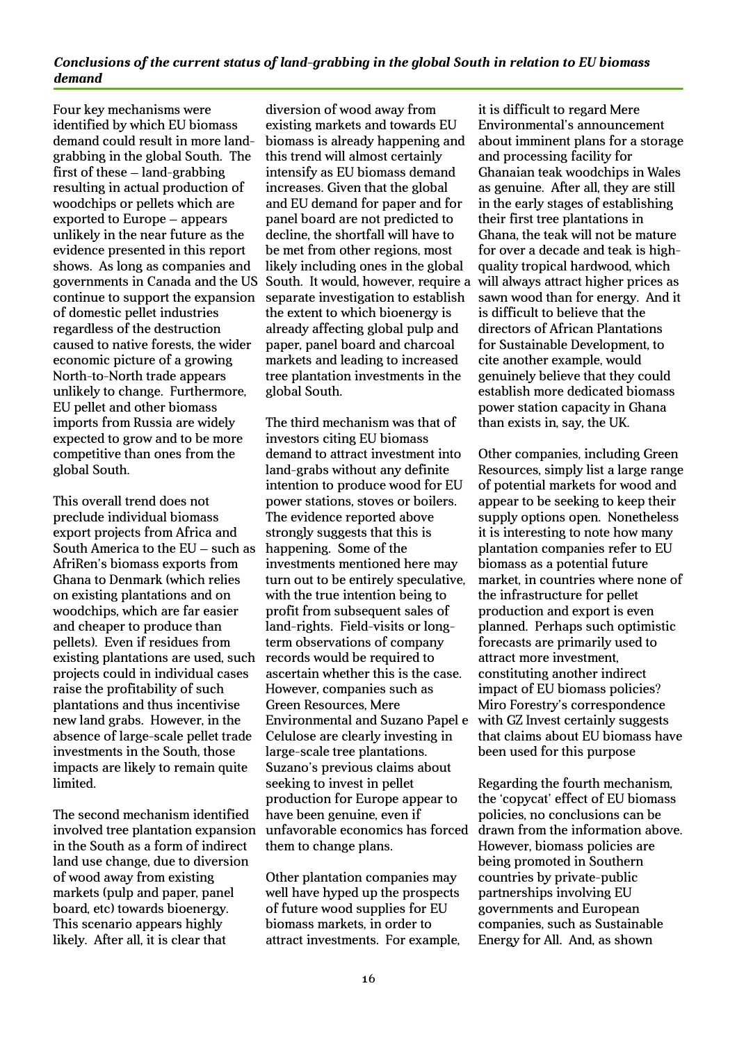### *Conclusions of the current status of land-grabbing in the global South in relation to EU biomass demand*

Four key mechanisms were identified by which EU biomass demand could result in more land-grabbing in the global South. The first of these – land-grabbing resulting in actual production of woodchips or pellets which are exported to Europe – appears unlikely in the near future as the evidence presented in this report shows. As long as companies and governments in Canada and the US continue to support the expansion of domestic pellet industries regardless of the destruction caused to native forests, the wider economic picture of a growing North-to-North trade appears unlikely to change. Furthermore, EU pellet and other biomass imports from Russia are widely expected to grow and to be more competitive than ones from the global South.

This overall trend does not preclude individual biomass export projects from Africa and South America to the EU – such as AfriRen's biomass exports from Ghana to Denmark (which relies on existing plantations and on woodchips, which are far easier and cheaper to produce than pellets). Even if residues from existing plantations are used, such projects could in individual cases raise the profitability of such plantations and thus incentivise new land grabs. However, in the absence of large-scale pellet trade investments in the South, those impacts are likely to remain quite limited.

The second mechanism identified involved tree plantation expansion in the South as a form of indirect land use change, due to diversion of wood away from existing markets (pulp and paper, panel board, etc) towards bioenergy. This scenario appears highly likely. After all, it is clear that diversion of wood away from existing markets and towards EU biomass is already happening and this trend will almost certainly intensify as EU biomass demand increases. Given that the global and EU demand for paper and for panel board are not predicted to decline, the shortfall will have to be met from other regions, most likely including ones in the global South. It would, however, require a separate investigation to establish the extent to which bioenergy is already affecting global pulp and paper, panel board and charcoal markets and leading to increased tree plantation investments in the global South.

The third mechanism was that of investors citing EU biomass demand to attract investment into land-grabs without any definite intention to produce wood for EU power stations, stoves or boilers. The evidence reported above strongly suggests that this is happening. Some of the investments mentioned here may turn out to be entirely speculative, with the true intention being to profit from subsequent sales of land-rights. Field-visits or long-term observations of company records would be required to ascertain whether this is the case. However, companies such as Green Resources, Mere Environmental and Suzano Papel e Celulose are clearly investing in large-scale tree plantations. Suzano's previous claims about seeking to invest in pellet production for Europe appear to have been genuine, even if unfavorable economics has forced them to change plans.

Other plantation companies may well have hyped up the prospects of future wood supplies for EU biomass markets, in order to attract investments. For example, it is difficult to regard Mere Environmental's announcement about imminent plans for a storage and processing facility for Ghanaian teak woodchips in Wales as genuine. After all, they are still in the early stages of establishing their first tree plantations in Ghana, the teak will not be mature for over a decade and teak is high-quality tropical hardwood, which will always attract higher prices as sawn wood than for energy. And it is difficult to believe that the directors of African Plantations for Sustainable Development, to cite another example, would genuinely believe that they could establish more dedicated biomass power station capacity in Ghana than exists in, say, the UK.

Other companies, including Green Resources, simply list a large range of potential markets for wood and appear to be seeking to keep their supply options open. Nonetheless it is interesting to note how many plantation companies refer to EU biomass as a potential future market, in countries where none of the infrastructure for pellet production and export is even planned. Perhaps such optimistic forecasts are primarily used to attract more investment, constituting another indirect impact of EU biomass policies? Miro Forestry's correspondence with GZ Invest certainly suggests that claims about EU biomass have been used for this purpose

Regarding the fourth mechanism, the 'copycat' effect of EU biomass policies, no conclusions can be drawn from the information above. However, biomass policies are being promoted in Southern countries by private-public partnerships involving EU governments and European companies, such as Sustainable Energy for All. And, as shown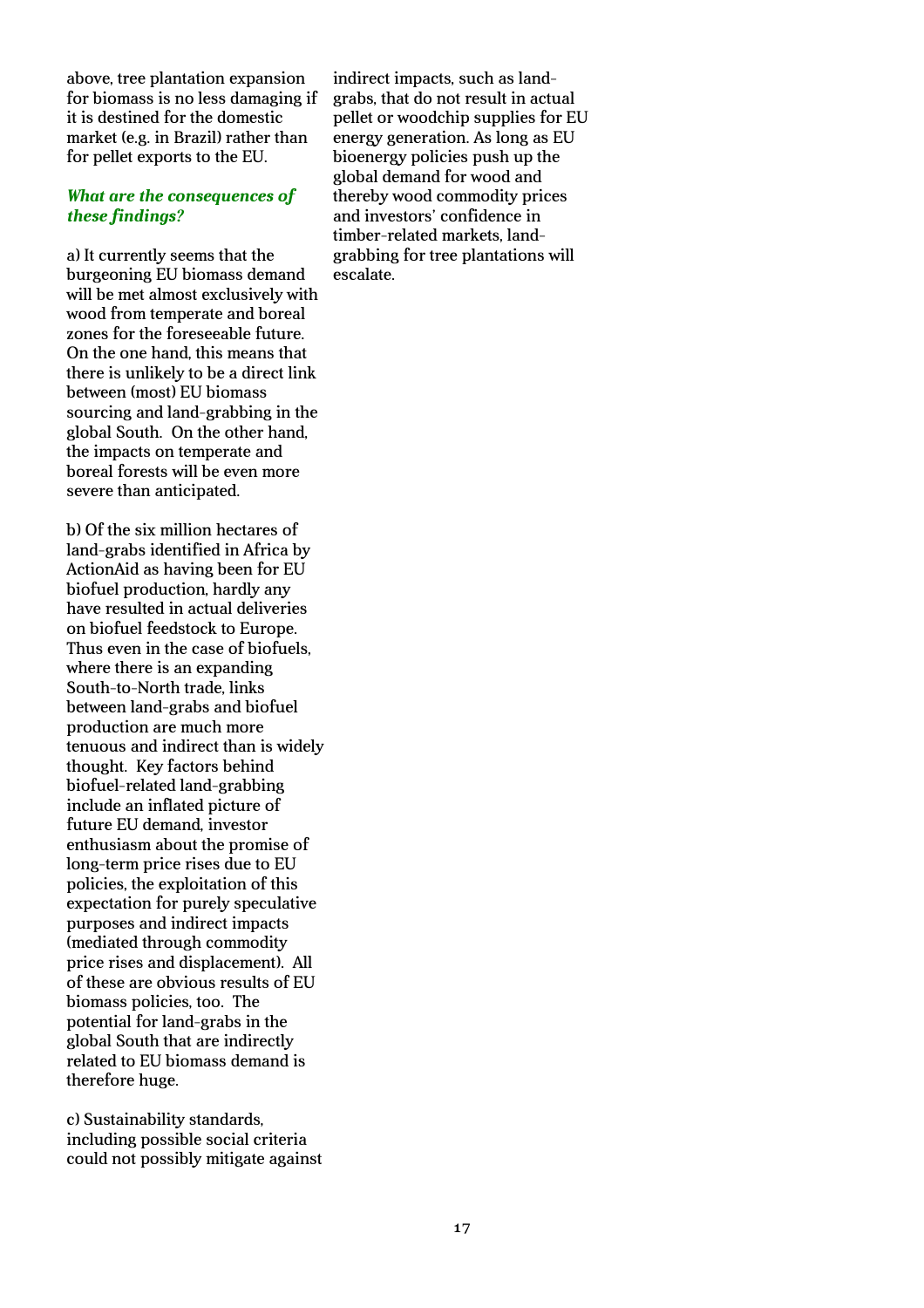above, tree plantation expansion for biomass is no less damaging if it is destined for the domestic market (e.g. in Brazil) rather than for pellet exports to the EU.

### *What are the consequences of these findings?*

a) It currently seems that the burgeoning EU biomass demand will be met almost exclusively with wood from temperate and boreal zones for the foreseeable future. On the one hand, this means that there is unlikely to be a direct link between (most) EU biomass sourcing and land-grabbing in the global South. On the other hand, the impacts on temperate and boreal forests will be even more severe than anticipated.

b) Of the six million hectares of land-grabs identified in Africa by ActionAid as having been for EU biofuel production, hardly any have resulted in actual deliveries on biofuel feedstock to Europe. Thus even in the case of biofuels, where there is an expanding South-to-North trade, links between land-grabs and biofuel production are much more tenuous and indirect than is widely thought. Key factors behind biofuel-related land-grabbing include an inflated picture of future EU demand, investor enthusiasm about the promise of long-term price rises due to EU policies, the exploitation of this expectation for purely speculative purposes and indirect impacts (mediated through commodity price rises and displacement). All of these are obvious results of EU biomass policies, too. The potential for land-grabs in the global South that are indirectly related to EU biomass demand is therefore huge.

c) Sustainability standards, including possible social criteria could not possibly mitigate against indirect impacts, such as land-grabs, that do not result in actual pellet or woodchip supplies for EU energy generation. As long as EU bioenergy policies push up the global demand for wood and thereby wood commodity prices and investors' confidence in timber-related markets, land-grabbing for tree plantations will escalate.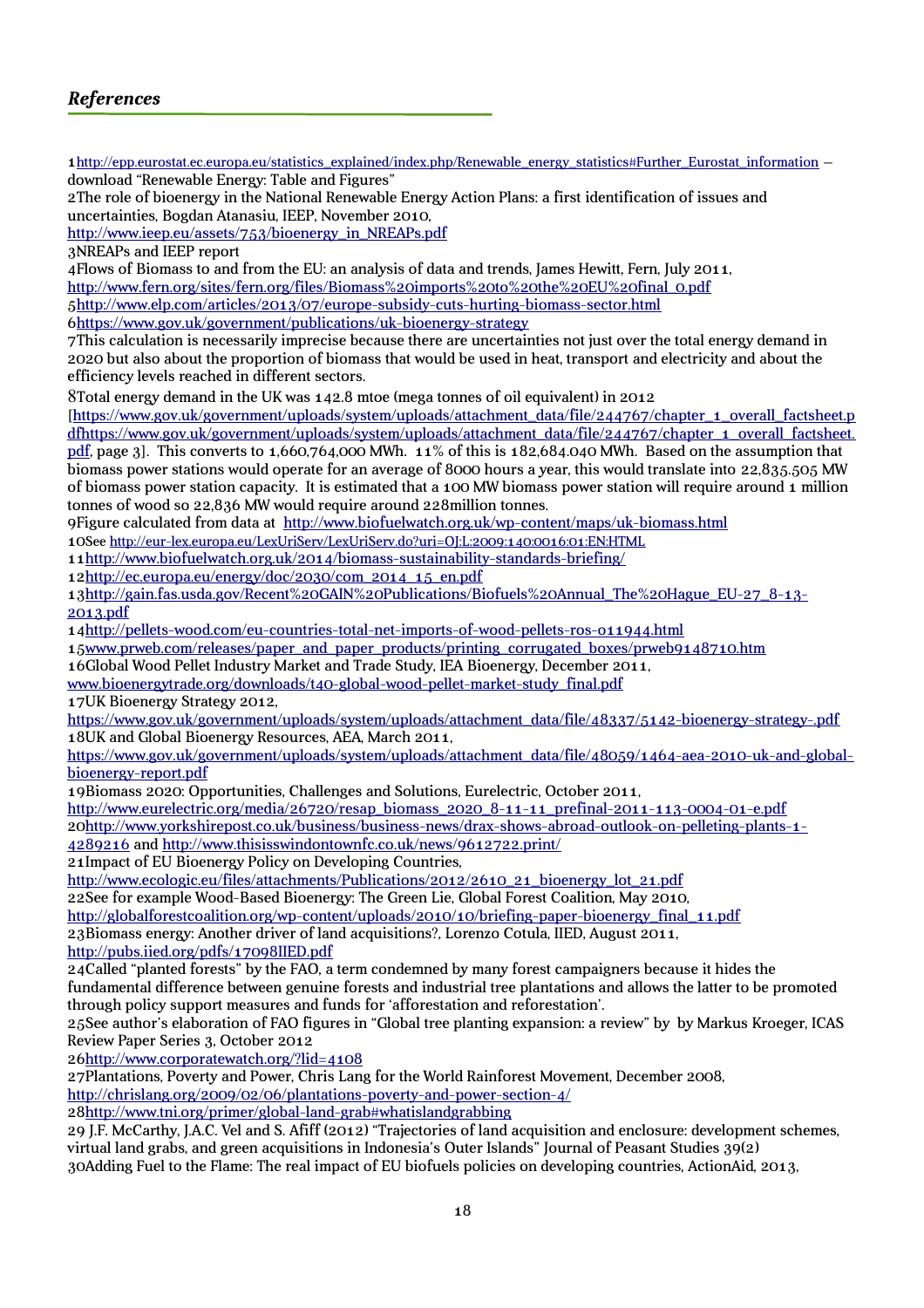## *References*

1http://epp.eurostat.ec.europa.eu/statistics_explained/index.php/Renewable_energy_statistics#Further_Eurostat_information – download "Renewable Energy: Table and Figures"

2The role of bioenergy in the National Renewable Energy Action Plans: a first identification of issues and uncertainties, Bogdan Atanasiu, IEEP, November 2010, http://www.ieep.eu/assets/753/bioenergy_in_NREAPs.pdf

3NREAPs and IEEP report

4Flows of Biomass to and from the EU: an analysis of data and trends, James Hewitt, Fern, July 2011, http://www.fern.org/sites/fern.org/files/Biomass%20imports%20to%20the%20EU%20final_0.pdf

5http://www.elp.com/articles/2013/07/europe-subsidy-cuts-hurting-biomass-sector.html

6https://www.gov.uk/government/publications/uk-bioenergy-strategy

7This calculation is necessarily imprecise because there are uncertainties not just over the total energy demand in 2020 but also about the proportion of biomass that would be used in heat, transport and electricity and about the efficiency levels reached in different sectors.

8Total energy demand in the UK was 142.8 mtoe (mega tonnes of oil equivalent) in 2012 [https://www.gov.uk/government/uploads/system/uploads/attachment_data/file/244767/chapter_1_overall_factsheet.pdfhttps://www.gov.uk/government/uploads/system/uploads/attachment_data/file/244767/chapter_1_overall_factsheet.pdf, page 3]. This converts to 1,660,764,000 MWh. 11% of this is 182,684.040 MWh. Based on the assumption that biomass power stations would operate for an average of 8000 hours a year, this would translate into 22,835.505 MW of biomass power station capacity. It is estimated that a 100 MW biomass power station will require around 1 million tonnes of wood so 22,836 MW would require around 228million tonnes.

9Figure calculated from data at http://www.biofuelwatch.org.uk/wp-content/maps/uk-biomass.html

10See http://eur-lex.europa.eu/LexUriServ/LexUriServ.do?uri=OJ:L:2009:140:0016:01:EN:HTML

11http://www.biofuelwatch.org.uk/2014/biomass-sustainability-standards-briefing/

12http://ec.europa.eu/energy/doc/2030/com_2014_15_en.pdf

13http://gain.fas.usda.gov/Recent%20GAIN%20Publications/Biofuels%20Annual_The%20Hague_EU-27_8-13-2013.pdf

14http://pellets-wood.com/eu-countries-total-net-imports-of-wood-pellets-ros-011944.html

15www.prweb.com/releases/paper_and_paper_products/printing_corrugated_boxes/prweb9148710.htm

16Global Wood Pellet Industry Market and Trade Study, IEA Bioenergy, December 2011, www.bioenergytrade.org/downloads/t40-global-wood-pellet-market-study_final.pdf

17UK Bioenergy Strategy 2012, https://www.gov.uk/government/uploads/system/uploads/attachment_data/file/48337/5142-bioenergy-strategy-.pdf

18UK and Global Bioenergy Resources, AEA, March 2011, https://www.gov.uk/government/uploads/system/uploads/attachment_data/file/48059/1464-aea-2010-uk-and-global-bioenergy-report.pdf

19Biomass 2020: Opportunities, Challenges and Solutions, Eurelectric, October 2011, http://www.eurelectric.org/media/26720/resap_biomass_2020_8-11-11_prefinal-2011-113-0004-01-e.pdf

20http://www.yorkshirepost.co.uk/business/business-news/drax-shows-abroad-outlook-on-pelleting-plants-1-4289216 and http://www.thisisswindontownfc.co.uk/news/9612722.print/

21Impact of EU Bioenergy Policy on Developing Countries, http://www.ecologic.eu/files/attachments/Publications/2012/2610_21_bioenergy_lot_21.pdf

22See for example Wood-Based Bioenergy: The Green Lie, Global Forest Coalition, May 2010, http://globalforestcoalition.org/wp-content/uploads/2010/10/briefing-paper-bioenergy_final_11.pdf

23Biomass energy: Another driver of land acquisitions?, Lorenzo Cotula, IIED, August 2011, http://pubs.iied.org/pdfs/17098IIED.pdf

24Called "planted forests" by the FAO, a term condemned by many forest campaigners because it hides the fundamental difference between genuine forests and industrial tree plantations and allows the latter to be promoted through policy support measures and funds for 'afforestation and reforestation'.

25See author's elaboration of FAO figures in "Global tree planting expansion: a review" by by Markus Kroeger, ICAS Review Paper Series 3, October 2012

26http://www.corporatewatch.org/?lid=4108

27Plantations, Poverty and Power, Chris Lang for the World Rainforest Movement, December 2008, http://chrislang.org/2009/02/06/plantations-poverty-and-power-section-4/

28http://www.tni.org/primer/global-land-grab#whatislandgrabbing

29 J.F. McCarthy, J.A.C. Vel and S. Afiff (2012) "Trajectories of land acquisition and enclosure: development schemes, virtual land grabs, and green acquisitions in Indonesia's Outer Islands" Journal of Peasant Studies 39(2)

30Adding Fuel to the Flame: The real impact of EU biofuels policies on developing countries, ActionAid, 2013,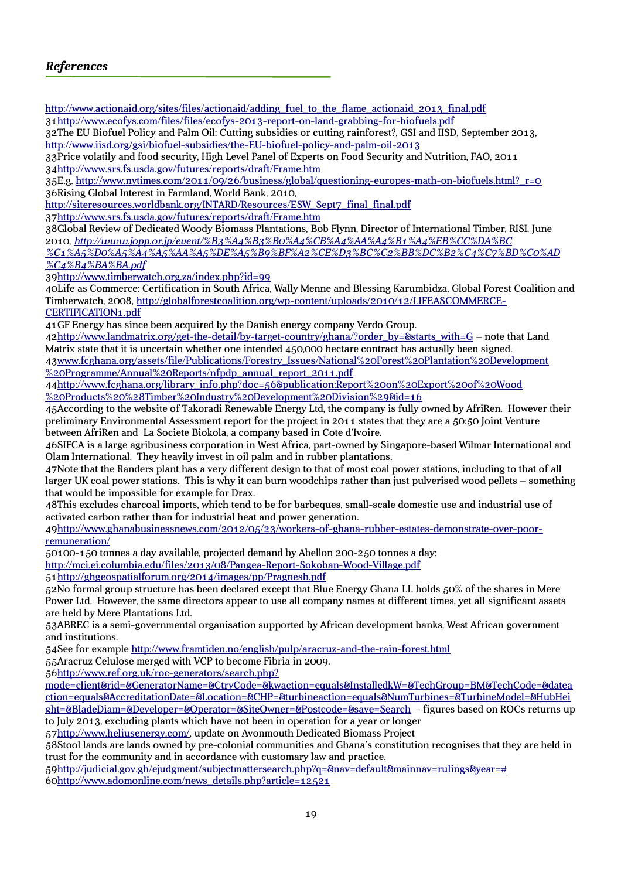## *References*

http://www.actionaid.org/sites/files/actionaid/adding_fuel_to_the_flame_actionaid_2013_final.pdf

31http://www.ecofys.com/files/files/ecofys-2013-report-on-land-grabbing-for-biofuels.pdf

32The EU Biofuel Policy and Palm Oil: Cutting subsidies or cutting rainforest?, GSI and IISD, September 2013, http://www.iisd.org/gsi/biofuel-subsidies/the-EU-biofuel-policy-and-palm-oil-2013

33Price volatily and food security, High Level Panel of Experts on Food Security and Nutrition, FAO, 2011

34http://www.srs.fs.usda.gov/futures/reports/draft/Frame.htm

35E.g. http://www.nytimes.com/2011/09/26/business/global/questioning-europes-math-on-biofuels.html?_r=0

36Rising Global Interest in Farmland, World Bank, 2010, http://siteresources.worldbank.org/INTARD/Resources/ESW_Sept7_final_final.pdf

37http://www.srs.fs.usda.gov/futures/reports/draft/Frame.htm

38Global Review of Dedicated Woody Biomass Plantations, Bob Flynn, Director of International Timber, RISI, June 2010, *http://www.jopp.or.jp/event/%B3%A4%B3%B0%A4%CB%A4%AA%A4%B1%A4%EB%CC%DA%BC%C1%A5%D0%A5%A4%A5%AA%A5%DE%A5%B9%BF%A2%CE%D3%BC%C2%BB%DC%B2%C4%C7%BD%C0%AD%C4%B4%BA%BA.pdf*

39http://www.timberwatch.org.za/index.php?id=99

40Life as Commerce: Certification in South Africa, Wally Menne and Blessing Karumbidza, Global Forest Coalition and Timberwatch, 2008, http://globalforestcoalition.org/wp-content/uploads/2010/12/LIFEASCOMMERCE-CERTIFICATION1.pdf

41GF Energy has since been acquired by the Danish energy company Verdo Group.

42http://www.landmatrix.org/get-the-detail/by-target-country/ghana/?order_by=&starts_with=G – note that Land Matrix state that it is uncertain whether one intended 450,000 hectare contract has actually been signed.

43www.fcghana.org/assets/file/Publications/Forestry_Issues/National%20Forest%20Plantation%20Development%20Programme/Annual%20Reports/nfpdp_annual_report_2011.pdf

44http://www.fcghana.org/library_info.php?doc=56&publication:Report%20on%20Export%20of%20Wood%20Products%20%28Timber%20Industry%20Development%20Division%29&id=16

45According to the website of Takoradi Renewable Energy Ltd, the company is fully owned by AfriRen. However their preliminary Environmental Assessment report for the project in 2011 states that they are a 50:50 Joint Venture between AfriRen and La Societe Biokola, a company based in Cote d'Ivoire.

46SIFCA is a large agribusiness corporation in West Africa, part-owned by Singapore-based Wilmar International and Olam International. They heavily invest in oil palm and in rubber plantations.

47Note that the Randers plant has a very different design to that of most coal power stations, including to that of all larger UK coal power stations. This is why it can burn woodchips rather than just pulverised wood pellets – something that would be impossible for example for Drax.

48This excludes charcoal imports, which tend to be for barbeques, small-scale domestic use and industrial use of activated carbon rather than for industrial heat and power generation.

49http://www.ghanabusinessnews.com/2012/05/23/workers-of-ghana-rubber-estates-demonstrate-over-poor-remuneration/

50100-150 tonnes a day available, projected demand by Abellon 200-250 tonnes a day: http://mci.ei.columbia.edu/files/2013/08/Pangea-Report-Sokoban-Wood-Village.pdf

51http://ghgeospatialforum.org/2014/images/pp/Pragnesh.pdf

52No formal group structure has been declared except that Blue Energy Ghana LL holds 50% of the shares in Mere Power Ltd. However, the same directors appear to use all company names at different times, yet all significant assets are held by Mere Plantations Ltd.

53ABREC is a semi-governmental organisation supported by African development banks, West African government and institutions.

54See for example http://www.framtiden.no/english/pulp/aracruz-and-the-rain-forest.html

55Aracruz Celulose merged with VCP to become Fibria in 2009.

56http://www.ref.org.uk/roc-generators/search.php?mode=client&rid=&GeneratorName=&CtryCode=&kwaction=equals&InstalledkW=&TechGroup=BM&TechCode=&dateaction=equals&AccreditationDate=&Location=&CHP=&turbineaction=equals&NumTurbines=&TurbineModel=&HubHeight=&BladeDiam=&Developer=&Operator=&SiteOwner=&Postcode=&save=Search - figures based on ROCs returns up to July 2013, excluding plants which have not been in operation for a year or longer

57http://www.heliusenergy.com/, update on Avonmouth Dedicated Biomass Project

58Stool lands are lands owned by pre-colonial communities and Ghana's constitution recognises that they are held in trust for the community and in accordance with customary law and practice.

59http://judicial.gov.gh/ejudgment/subjectmattersearch.php?q=&nav=default&mainnav=rulings&year=#

60http://www.adomonline.com/news_details.php?article=12521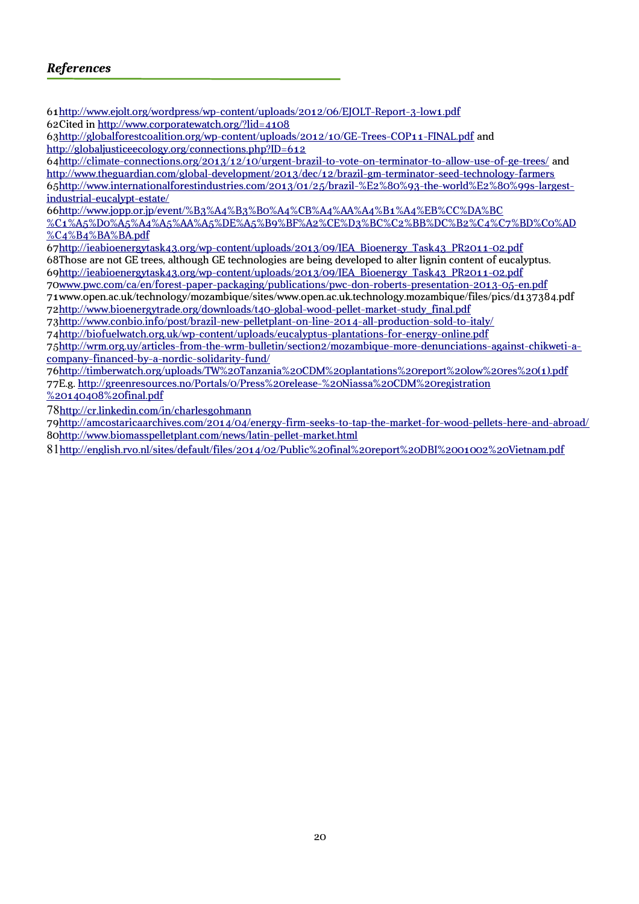## *References*

61http://www.ejolt.org/wordpress/wp-content/uploads/2012/06/EJOLT-Report-3-low1.pdf
62Cited in http://www.corporatewatch.org/?lid=4108
63http://globalforestcoalition.org/wp-content/uploads/2012/10/GE-Trees-COP11-FINAL.pdf and http://globaljusticeecology.org/connections.php?ID=612
64http://climate-connections.org/2013/12/10/urgent-brazil-to-vote-on-terminator-to-allow-use-of-ge-trees/ and http://www.theguardian.com/global-development/2013/dec/12/brazil-gm-terminator-seed-technology-farmers
65http://www.internationalforestindustries.com/2013/01/25/brazil-%E2%80%93-the-world%E2%80%99s-largest-industrial-eucalypt-estate/
66http://www.jopp.or.jp/event/%B3%A4%B3%B0%A4%CB%A4%AA%A4%B1%A4%EB%CC%DA%BC%C1%A5%D0%A5%A4%A5%AA%A5%DE%A5%B9%BF%A2%CE%D3%BC%C2%BB%DC%B2%C4%C7%BD%C0%AD%C4%B4%BA%BA.pdf
67http://ieabioenergytask43.org/wp-content/uploads/2013/09/IEA_Bioenergy_Task43_PR2011-02.pdf
68Those are not GE trees, although GE technologies are being developed to alter lignin content of eucalyptus.
69http://ieabioenergytask43.org/wp-content/uploads/2013/09/IEA_Bioenergy_Task43_PR2011-02.pdf
70www.pwc.com/ca/en/forest-paper-packaging/publications/pwc-don-roberts-presentation-2013-05-en.pdf
71www.open.ac.uk/technology/mozambique/sites/www.open.ac.uk.technology.mozambique/files/pics/d137384.pdf
72http://www.bioenergytrade.org/downloads/t40-global-wood-pellet-market-study_final.pdf
73http://www.conbio.info/post/brazil-new-pelletplant-on-line-2014-all-production-sold-to-italy/
74http://biofuelwatch.org.uk/wp-content/uploads/eucalyptus-plantations-for-energy-online.pdf
75http://wrm.org.uy/articles-from-the-wrm-bulletin/section2/mozambique-more-denunciations-against-chikweti-a-company-financed-by-a-nordic-solidarity-fund/
76http://timberwatch.org/uploads/TW%20Tanzania%20CDM%20plantations%20report%20low%20res%20(1).pdf
77E.g. http://greenresources.no/Portals/0/Press%20release-%20Niassa%20CDM%20registration%20140408%20final.pdf
78http://cr.linkedin.com/in/charlesgohmann
79http://amcostaricaarchives.com/2014/04/energy-firm-seeks-to-tap-the-market-for-wood-pellets-here-and-abroad/
80http://www.biomasspelletplant.com/news/latin-pellet-market.html
81http://english.rvo.nl/sites/default/files/2014/02/Public%20final%20report%20DBI%2001002%20Vietnam.pdf